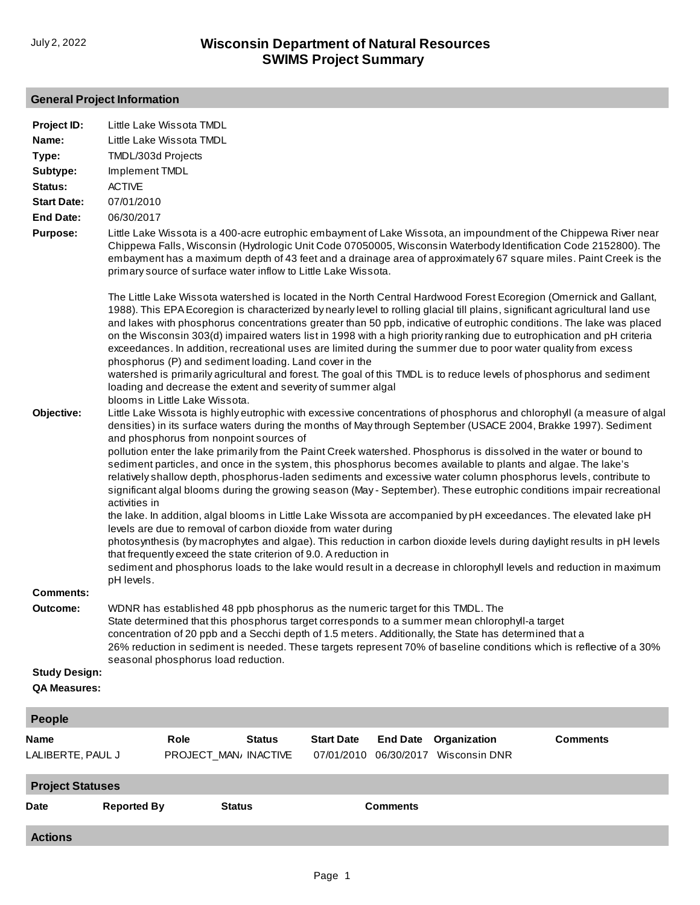# Wisconsin Department of Natural Resources
# SWIMS Project Summary

July 2, 2022

## General Project Information

**Project ID:** Little Lake Wissota TMDL

**Name:** Little Lake Wissota TMDL

**Type:** TMDL/303d Projects

**Subtype:** Implement TMDL

**Status:** ACTIVE

**Start Date:** 07/01/2010

**End Date:** 06/30/2017

**Purpose:** Little Lake Wissota is a 400-acre eutrophic embayment of Lake Wissota, an impoundment of the Chippewa River near Chippewa Falls, Wisconsin (Hydrologic Unit Code 07050005, Wisconsin Waterbody Identification Code 2152800). The embayment has a maximum depth of 43 feet and a drainage area of approximately 67 square miles. Paint Creek is the primary source of surface water inflow to Little Lake Wissota.

The Little Lake Wissota watershed is located in the North Central Hardwood Forest Ecoregion (Omernick and Gallant, 1988). This EPA Ecoregion is characterized by nearly level to rolling glacial till plains, significant agricultural land use and lakes with phosphorus concentrations greater than 50 ppb, indicative of eutrophic conditions. The lake was placed on the Wisconsin 303(d) impaired waters list in 1998 with a high priority ranking due to eutrophication and pH criteria exceedances. In addition, recreational uses are limited during the summer due to poor water quality from excess phosphorus (P) and sediment loading. Land cover in the
watershed is primarily agricultural and forest. The goal of this TMDL is to reduce levels of phosphorus and sediment loading and decrease the extent and severity of summer algal
blooms in Little Lake Wissota.

**Objective:** Little Lake Wissota is highly eutrophic with excessive concentrations of phosphorus and chlorophyll (a measure of algal densities) in its surface waters during the months of May through September (USACE 2004, Brakke 1997). Sediment and phosphorus from nonpoint sources of
pollution enter the lake primarily from the Paint Creek watershed. Phosphorus is dissolved in the water or bound to sediment particles, and once in the system, this phosphorus becomes available to plants and algae. The lake's relatively shallow depth, phosphorus-laden sediments and excessive water column phosphorus levels, contribute to significant algal blooms during the growing season (May - September). These eutrophic conditions impair recreational activities in
the lake. In addition, algal blooms in Little Lake Wissota are accompanied by pH exceedances. The elevated lake pH levels are due to removal of carbon dioxide from water during
photosynthesis (by macrophytes and algae). This reduction in carbon dioxide levels during daylight results in pH levels that frequently exceed the state criterion of 9.0. A reduction in
sediment and phosphorus loads to the lake would result in a decrease in chlorophyll levels and reduction in maximum pH levels.

**Comments:**

**Outcome:** WDNR has established 48 ppb phosphorus as the numeric target for this TMDL. The
State determined that this phosphorus target corresponds to a summer mean chlorophyll-a target
concentration of 20 ppb and a Secchi depth of 1.5 meters. Additionally, the State has determined that a
26% reduction in sediment is needed. These targets represent 70% of baseline conditions which is reflective of a 30% seasonal phosphorus load reduction.

**Study Design:**

**QA Measures:**

## People

| Name | Role | Status | Start Date | End Date | Organization | Comments |
|---|---|---|---|---|---|---|
| LALIBERTE, PAUL J | PROJECT_MAN/ | INACTIVE | 07/01/2010 | 06/30/2017 | Wisconsin DNR | |

## Project Statuses

| Date | Reported By | Status | Comments |
|---|---|---|---|

## Actions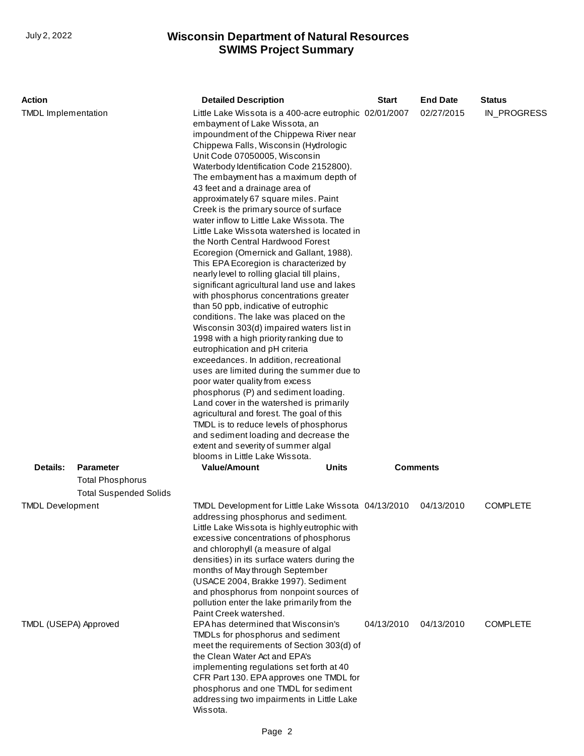| Action | Detailed Description | Start | End Date | Status |
|---|---|---|---|---|
| TMDL Implementation | Little Lake Wissota is a 400-acre eutrophic embayment of Lake Wissota, an impoundment of the Chippewa River near Chippewa Falls, Wisconsin (Hydrologic Unit Code 07050005, Wisconsin Waterbody Identification Code 2152800). The embayment has a maximum depth of 43 feet and a drainage area of approximately 67 square miles. Paint Creek is the primary source of surface water inflow to Little Lake Wissota. The Little Lake Wissota watershed is located in the North Central Hardwood Forest Ecoregion (Omernick and Gallant, 1988). This EPA Ecoregion is characterized by nearly level to rolling glacial till plains, significant agricultural land use and lakes with phosphorus concentrations greater than 50 ppb, indicative of eutrophic conditions. The lake was placed on the Wisconsin 303(d) impaired waters list in 1998 with a high priority ranking due to eutrophication and pH criteria exceedances. In addition, recreational uses are limited during the summer due to poor water quality from excess phosphorus (P) and sediment loading. Land cover in the watershed is primarily agricultural and forest. The goal of this TMDL is to reduce levels of phosphorus and sediment loading and decrease the extent and severity of summer algal blooms in Little Lake Wissota. | 02/01/2007 | 02/27/2015 | IN_PROGRESS |

**Details:**

| Parameter | Value/Amount | Units | Comments |
|---|---|---|---|
| Total Phosphorus | | | |
| Total Suspended Solids | | | |

| Action | Detailed Description | Start | End Date | Status |
|---|---|---|---|---|
| TMDL Development | TMDL Development for Little Lake Wissota addressing phosphorus and sediment. Little Lake Wissota is highly eutrophic with excessive concentrations of phosphorus and chlorophyll (a measure of algal densities) in its surface waters during the months of May through September (USACE 2004, Brakke 1997). Sediment and phosphorus from nonpoint sources of pollution enter the lake primarily from the Paint Creek watershed. | 04/13/2010 | 04/13/2010 | COMPLETE |
| TMDL (USEPA) Approved | EPA has determined that Wisconsin's TMDLs for phosphorus and sediment meet the requirements of Section 303(d) of the Clean Water Act and EPA's implementing regulations set forth at 40 CFR Part 130. EPA approves one TMDL for phosphorus and one TMDL for sediment addressing two impairments in Little Lake Wissota. | 04/13/2010 | 04/13/2010 | COMPLETE |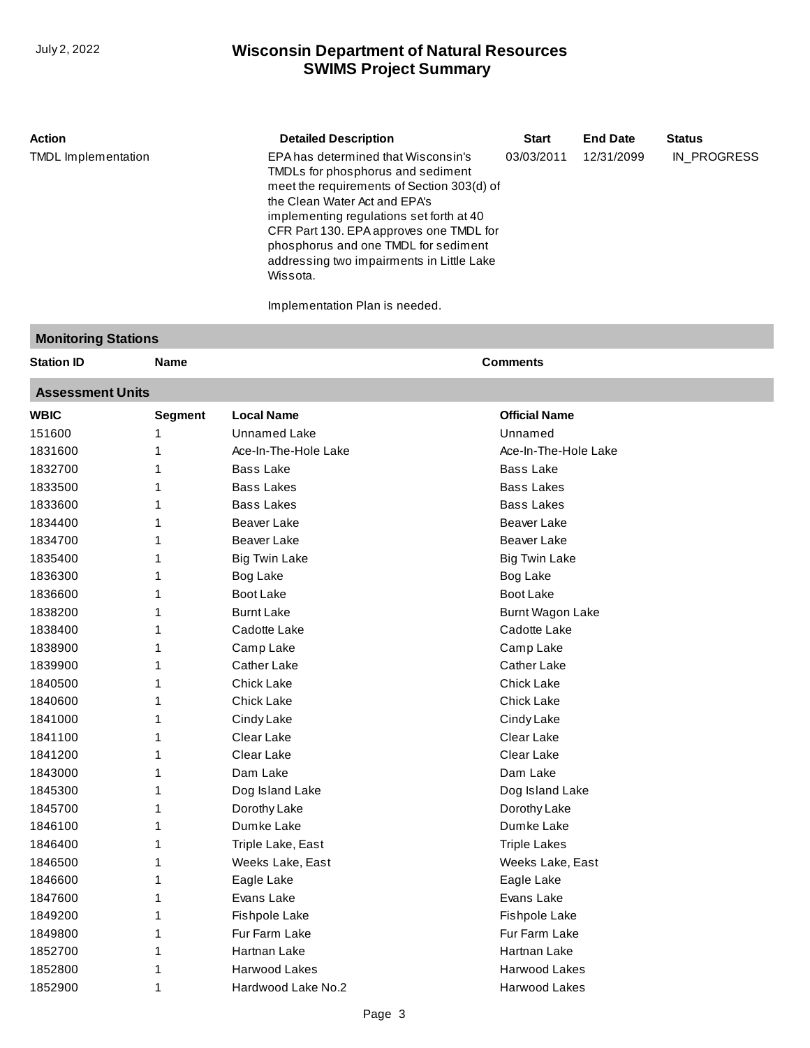| Action | Detailed Description | Start | End Date | Status |
|---|---|---|---|---|
| TMDL Implementation | EPA has determined that Wisconsin's TMDLs for phosphorus and sediment meet the requirements of Section 303(d) of the Clean Water Act and EPA's implementing regulations set forth at 40 CFR Part 130. EPA approves one TMDL for phosphorus and one TMDL for sediment addressing two impairments in Little Lake Wissota.<br><br>Implementation Plan is needed. | 03/03/2011 | 12/31/2099 | IN_PROGRESS |

## Monitoring Stations

| Station ID | Name | Comments |
|---|---|---|

## Assessment Units

| WBIC | Segment | Local Name | Official Name |
|---|---|---|---|
| 151600 | 1 | Unnamed Lake | Unnamed |
| 1831600 | 1 | Ace-In-The-Hole Lake | Ace-In-The-Hole Lake |
| 1832700 | 1 | Bass Lake | Bass Lake |
| 1833500 | 1 | Bass Lakes | Bass Lakes |
| 1833600 | 1 | Bass Lakes | Bass Lakes |
| 1834400 | 1 | Beaver Lake | Beaver Lake |
| 1834700 | 1 | Beaver Lake | Beaver Lake |
| 1835400 | 1 | Big Twin Lake | Big Twin Lake |
| 1836300 | 1 | Bog Lake | Bog Lake |
| 1836600 | 1 | Boot Lake | Boot Lake |
| 1838200 | 1 | Burnt Lake | Burnt Wagon Lake |
| 1838400 | 1 | Cadotte Lake | Cadotte Lake |
| 1838900 | 1 | Camp Lake | Camp Lake |
| 1839900 | 1 | Cather Lake | Cather Lake |
| 1840500 | 1 | Chick Lake | Chick Lake |
| 1840600 | 1 | Chick Lake | Chick Lake |
| 1841000 | 1 | Cindy Lake | Cindy Lake |
| 1841100 | 1 | Clear Lake | Clear Lake |
| 1841200 | 1 | Clear Lake | Clear Lake |
| 1843000 | 1 | Dam Lake | Dam Lake |
| 1845300 | 1 | Dog Island Lake | Dog Island Lake |
| 1845700 | 1 | Dorothy Lake | Dorothy Lake |
| 1846100 | 1 | Dumke Lake | Dumke Lake |
| 1846400 | 1 | Triple Lake, East | Triple Lakes |
| 1846500 | 1 | Weeks Lake, East | Weeks Lake, East |
| 1846600 | 1 | Eagle Lake | Eagle Lake |
| 1847600 | 1 | Evans Lake | Evans Lake |
| 1849200 | 1 | Fishpole Lake | Fishpole Lake |
| 1849800 | 1 | Fur Farm Lake | Fur Farm Lake |
| 1852700 | 1 | Hartnan Lake | Hartnan Lake |
| 1852800 | 1 | Harwood Lakes | Harwood Lakes |
| 1852900 | 1 | Hardwood Lake No.2 | Harwood Lakes |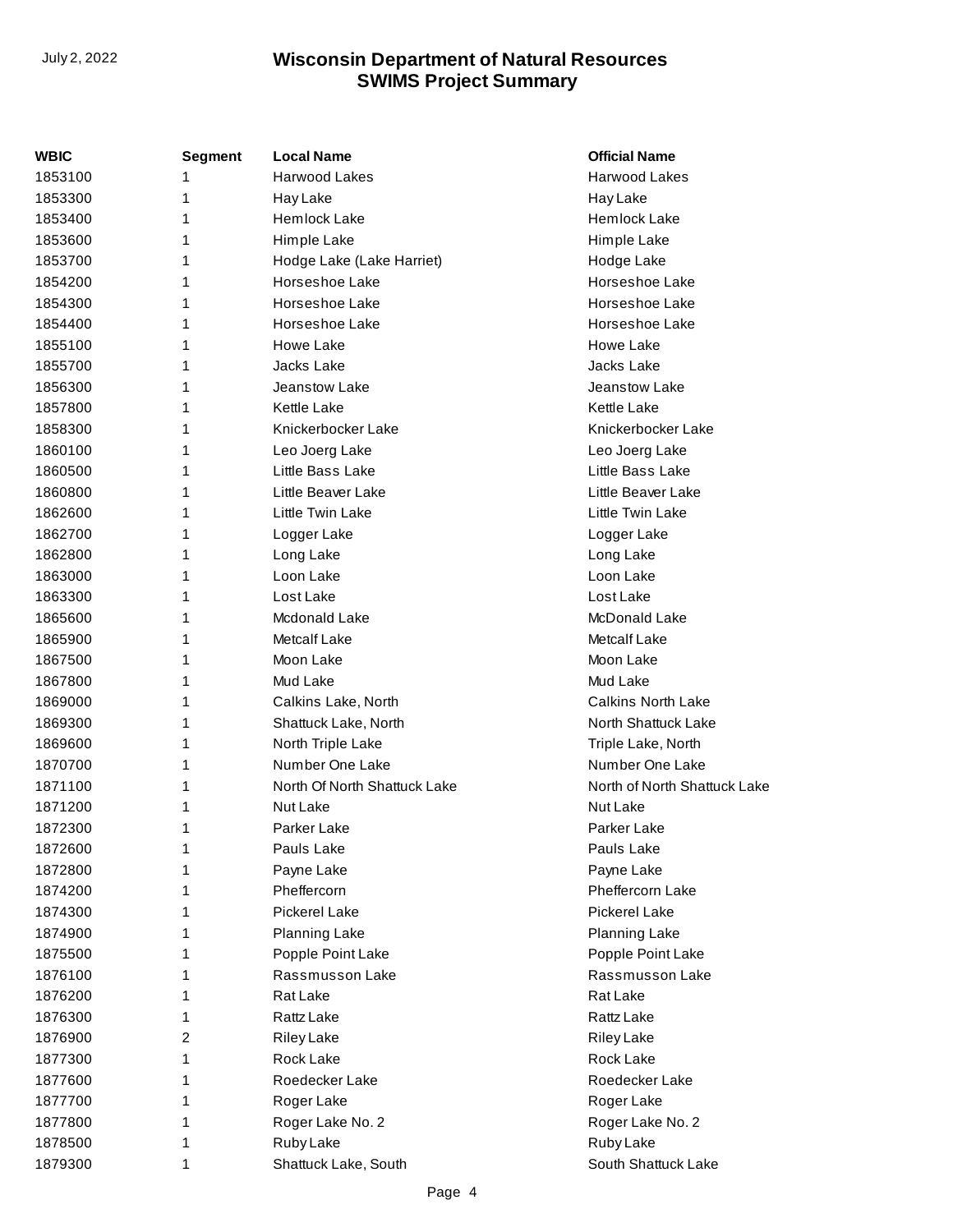| WBIC | Segment | Local Name | Official Name |
| --- | --- | --- | --- |
| 1853100 | 1 | Harwood Lakes | Harwood Lakes |
| 1853300 | 1 | Hay Lake | Hay Lake |
| 1853400 | 1 | Hemlock Lake | Hemlock Lake |
| 1853600 | 1 | Himple Lake | Himple Lake |
| 1853700 | 1 | Hodge Lake (Lake Harriet) | Hodge Lake |
| 1854200 | 1 | Horseshoe Lake | Horseshoe Lake |
| 1854300 | 1 | Horseshoe Lake | Horseshoe Lake |
| 1854400 | 1 | Horseshoe Lake | Horseshoe Lake |
| 1855100 | 1 | Howe Lake | Howe Lake |
| 1855700 | 1 | Jacks Lake | Jacks Lake |
| 1856300 | 1 | Jeanstow Lake | Jeanstow Lake |
| 1857800 | 1 | Kettle Lake | Kettle Lake |
| 1858300 | 1 | Knickerbocker Lake | Knickerbocker Lake |
| 1860100 | 1 | Leo Joerg Lake | Leo Joerg Lake |
| 1860500 | 1 | Little Bass Lake | Little Bass Lake |
| 1860800 | 1 | Little Beaver Lake | Little Beaver Lake |
| 1862600 | 1 | Little Twin Lake | Little Twin Lake |
| 1862700 | 1 | Logger Lake | Logger Lake |
| 1862800 | 1 | Long Lake | Long Lake |
| 1863000 | 1 | Loon Lake | Loon Lake |
| 1863300 | 1 | Lost Lake | Lost Lake |
| 1865600 | 1 | Mcdonald Lake | McDonald Lake |
| 1865900 | 1 | Metcalf Lake | Metcalf Lake |
| 1867500 | 1 | Moon Lake | Moon Lake |
| 1867800 | 1 | Mud Lake | Mud Lake |
| 1869000 | 1 | Calkins Lake, North | Calkins North Lake |
| 1869300 | 1 | Shattuck Lake, North | North Shattuck Lake |
| 1869600 | 1 | North Triple Lake | Triple Lake, North |
| 1870700 | 1 | Number One Lake | Number One Lake |
| 1871100 | 1 | North Of North Shattuck Lake | North of North Shattuck Lake |
| 1871200 | 1 | Nut Lake | Nut Lake |
| 1872300 | 1 | Parker Lake | Parker Lake |
| 1872600 | 1 | Pauls Lake | Pauls Lake |
| 1872800 | 1 | Payne Lake | Payne Lake |
| 1874200 | 1 | Pheffercorn | Pheffercorn Lake |
| 1874300 | 1 | Pickerel Lake | Pickerel Lake |
| 1874900 | 1 | Planning Lake | Planning Lake |
| 1875500 | 1 | Popple Point Lake | Popple Point Lake |
| 1876100 | 1 | Rassmusson Lake | Rassmusson Lake |
| 1876200 | 1 | Rat Lake | Rat Lake |
| 1876300 | 1 | Rattz Lake | Rattz Lake |
| 1876900 | 2 | Riley Lake | Riley Lake |
| 1877300 | 1 | Rock Lake | Rock Lake |
| 1877600 | 1 | Roedecker Lake | Roedecker Lake |
| 1877700 | 1 | Roger Lake | Roger Lake |
| 1877800 | 1 | Roger Lake No. 2 | Roger Lake No. 2 |
| 1878500 | 1 | Ruby Lake | Ruby Lake |
| 1879300 | 1 | Shattuck Lake, South | South Shattuck Lake |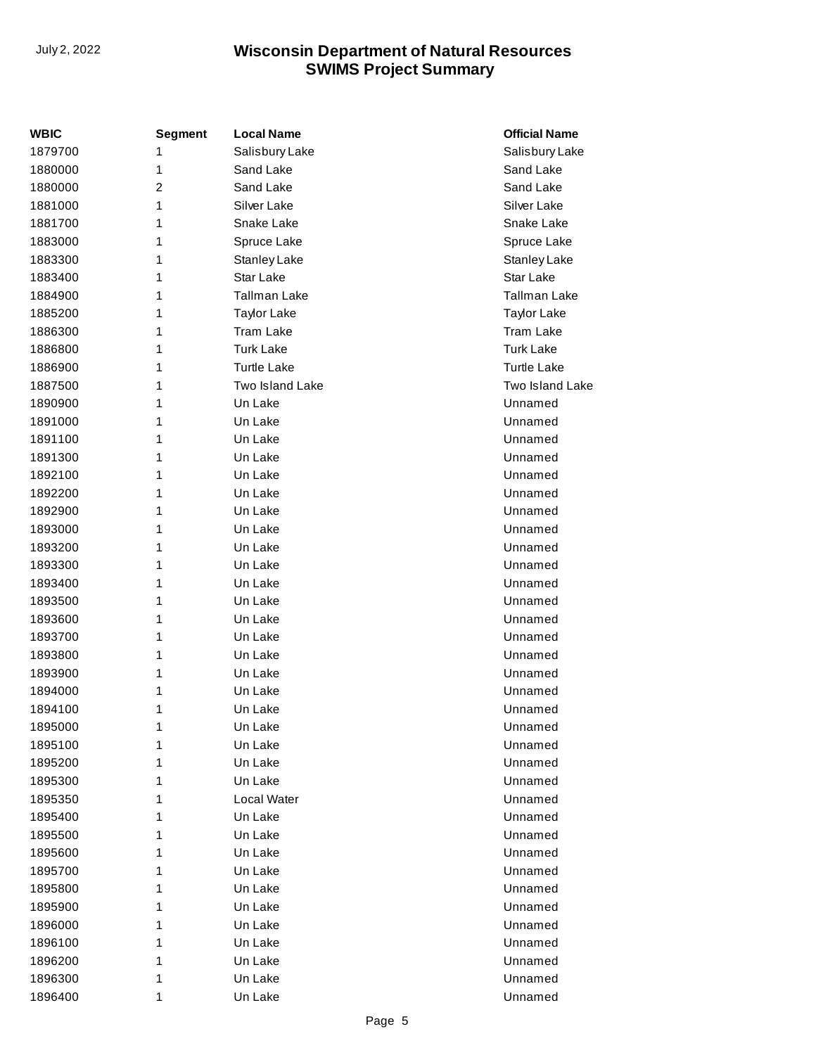| WBIC | Segment | Local Name | Official Name |
|---|---|---|---|
| 1879700 | 1 | Salisbury Lake | Salisbury Lake |
| 1880000 | 1 | Sand Lake | Sand Lake |
| 1880000 | 2 | Sand Lake | Sand Lake |
| 1881000 | 1 | Silver Lake | Silver Lake |
| 1881700 | 1 | Snake Lake | Snake Lake |
| 1883000 | 1 | Spruce Lake | Spruce Lake |
| 1883300 | 1 | Stanley Lake | Stanley Lake |
| 1883400 | 1 | Star Lake | Star Lake |
| 1884900 | 1 | Tallman Lake | Tallman Lake |
| 1885200 | 1 | Taylor Lake | Taylor Lake |
| 1886300 | 1 | Tram Lake | Tram Lake |
| 1886800 | 1 | Turk Lake | Turk Lake |
| 1886900 | 1 | Turtle Lake | Turtle Lake |
| 1887500 | 1 | Two Island Lake | Two Island Lake |
| 1890900 | 1 | Un Lake | Unnamed |
| 1891000 | 1 | Un Lake | Unnamed |
| 1891100 | 1 | Un Lake | Unnamed |
| 1891300 | 1 | Un Lake | Unnamed |
| 1892100 | 1 | Un Lake | Unnamed |
| 1892200 | 1 | Un Lake | Unnamed |
| 1892900 | 1 | Un Lake | Unnamed |
| 1893000 | 1 | Un Lake | Unnamed |
| 1893200 | 1 | Un Lake | Unnamed |
| 1893300 | 1 | Un Lake | Unnamed |
| 1893400 | 1 | Un Lake | Unnamed |
| 1893500 | 1 | Un Lake | Unnamed |
| 1893600 | 1 | Un Lake | Unnamed |
| 1893700 | 1 | Un Lake | Unnamed |
| 1893800 | 1 | Un Lake | Unnamed |
| 1893900 | 1 | Un Lake | Unnamed |
| 1894000 | 1 | Un Lake | Unnamed |
| 1894100 | 1 | Un Lake | Unnamed |
| 1895000 | 1 | Un Lake | Unnamed |
| 1895100 | 1 | Un Lake | Unnamed |
| 1895200 | 1 | Un Lake | Unnamed |
| 1895300 | 1 | Un Lake | Unnamed |
| 1895350 | 1 | Local Water | Unnamed |
| 1895400 | 1 | Un Lake | Unnamed |
| 1895500 | 1 | Un Lake | Unnamed |
| 1895600 | 1 | Un Lake | Unnamed |
| 1895700 | 1 | Un Lake | Unnamed |
| 1895800 | 1 | Un Lake | Unnamed |
| 1895900 | 1 | Un Lake | Unnamed |
| 1896000 | 1 | Un Lake | Unnamed |
| 1896100 | 1 | Un Lake | Unnamed |
| 1896200 | 1 | Un Lake | Unnamed |
| 1896300 | 1 | Un Lake | Unnamed |
| 1896400 | 1 | Un Lake | Unnamed |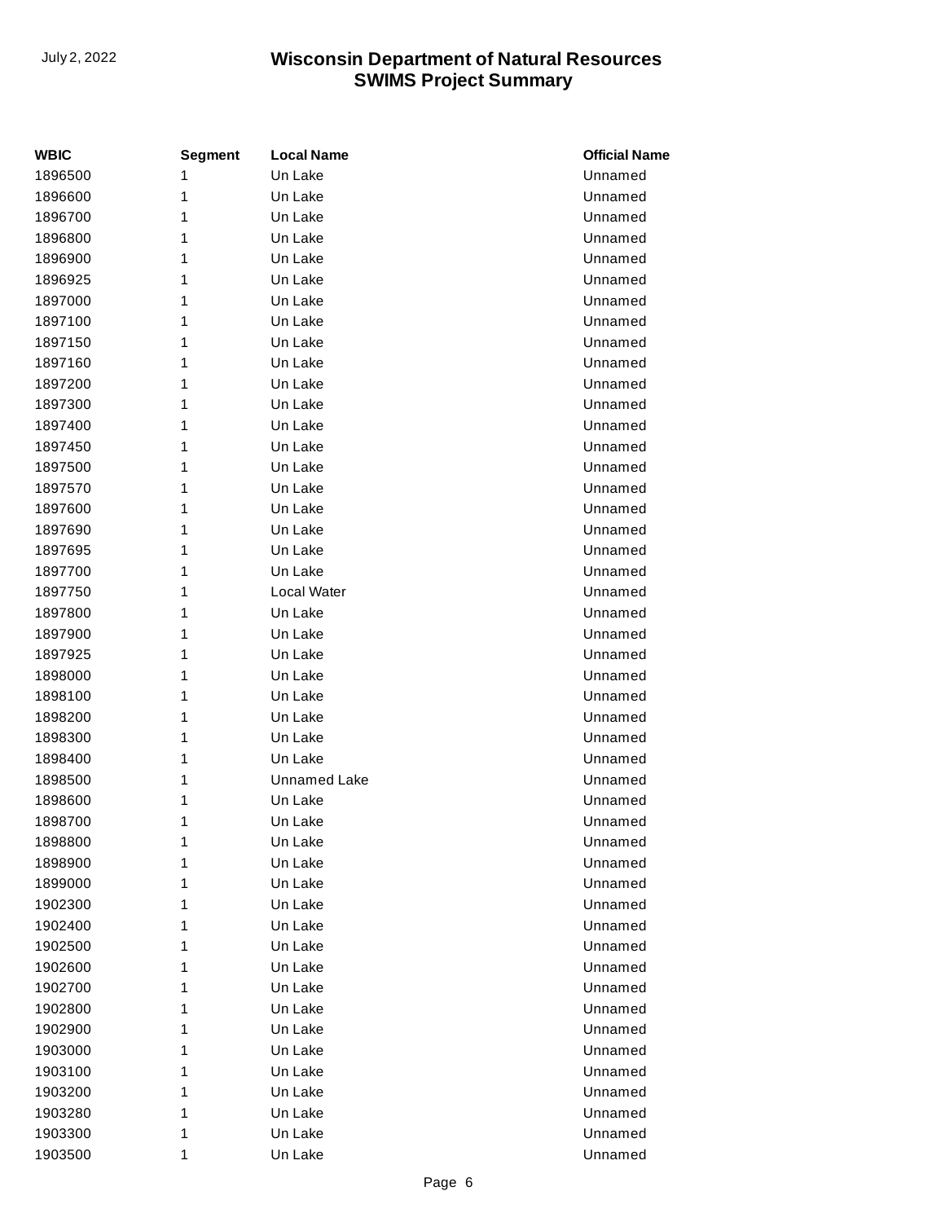| WBIC | Segment | Local Name | Official Name |
|---|---|---|---|
| 1896500 | 1 | Un Lake | Unnamed |
| 1896600 | 1 | Un Lake | Unnamed |
| 1896700 | 1 | Un Lake | Unnamed |
| 1896800 | 1 | Un Lake | Unnamed |
| 1896900 | 1 | Un Lake | Unnamed |
| 1896925 | 1 | Un Lake | Unnamed |
| 1897000 | 1 | Un Lake | Unnamed |
| 1897100 | 1 | Un Lake | Unnamed |
| 1897150 | 1 | Un Lake | Unnamed |
| 1897160 | 1 | Un Lake | Unnamed |
| 1897200 | 1 | Un Lake | Unnamed |
| 1897300 | 1 | Un Lake | Unnamed |
| 1897400 | 1 | Un Lake | Unnamed |
| 1897450 | 1 | Un Lake | Unnamed |
| 1897500 | 1 | Un Lake | Unnamed |
| 1897570 | 1 | Un Lake | Unnamed |
| 1897600 | 1 | Un Lake | Unnamed |
| 1897690 | 1 | Un Lake | Unnamed |
| 1897695 | 1 | Un Lake | Unnamed |
| 1897700 | 1 | Un Lake | Unnamed |
| 1897750 | 1 | Local Water | Unnamed |
| 1897800 | 1 | Un Lake | Unnamed |
| 1897900 | 1 | Un Lake | Unnamed |
| 1897925 | 1 | Un Lake | Unnamed |
| 1898000 | 1 | Un Lake | Unnamed |
| 1898100 | 1 | Un Lake | Unnamed |
| 1898200 | 1 | Un Lake | Unnamed |
| 1898300 | 1 | Un Lake | Unnamed |
| 1898400 | 1 | Un Lake | Unnamed |
| 1898500 | 1 | Unnamed Lake | Unnamed |
| 1898600 | 1 | Un Lake | Unnamed |
| 1898700 | 1 | Un Lake | Unnamed |
| 1898800 | 1 | Un Lake | Unnamed |
| 1898900 | 1 | Un Lake | Unnamed |
| 1899000 | 1 | Un Lake | Unnamed |
| 1902300 | 1 | Un Lake | Unnamed |
| 1902400 | 1 | Un Lake | Unnamed |
| 1902500 | 1 | Un Lake | Unnamed |
| 1902600 | 1 | Un Lake | Unnamed |
| 1902700 | 1 | Un Lake | Unnamed |
| 1902800 | 1 | Un Lake | Unnamed |
| 1902900 | 1 | Un Lake | Unnamed |
| 1903000 | 1 | Un Lake | Unnamed |
| 1903100 | 1 | Un Lake | Unnamed |
| 1903200 | 1 | Un Lake | Unnamed |
| 1903280 | 1 | Un Lake | Unnamed |
| 1903300 | 1 | Un Lake | Unnamed |
| 1903500 | 1 | Un Lake | Unnamed |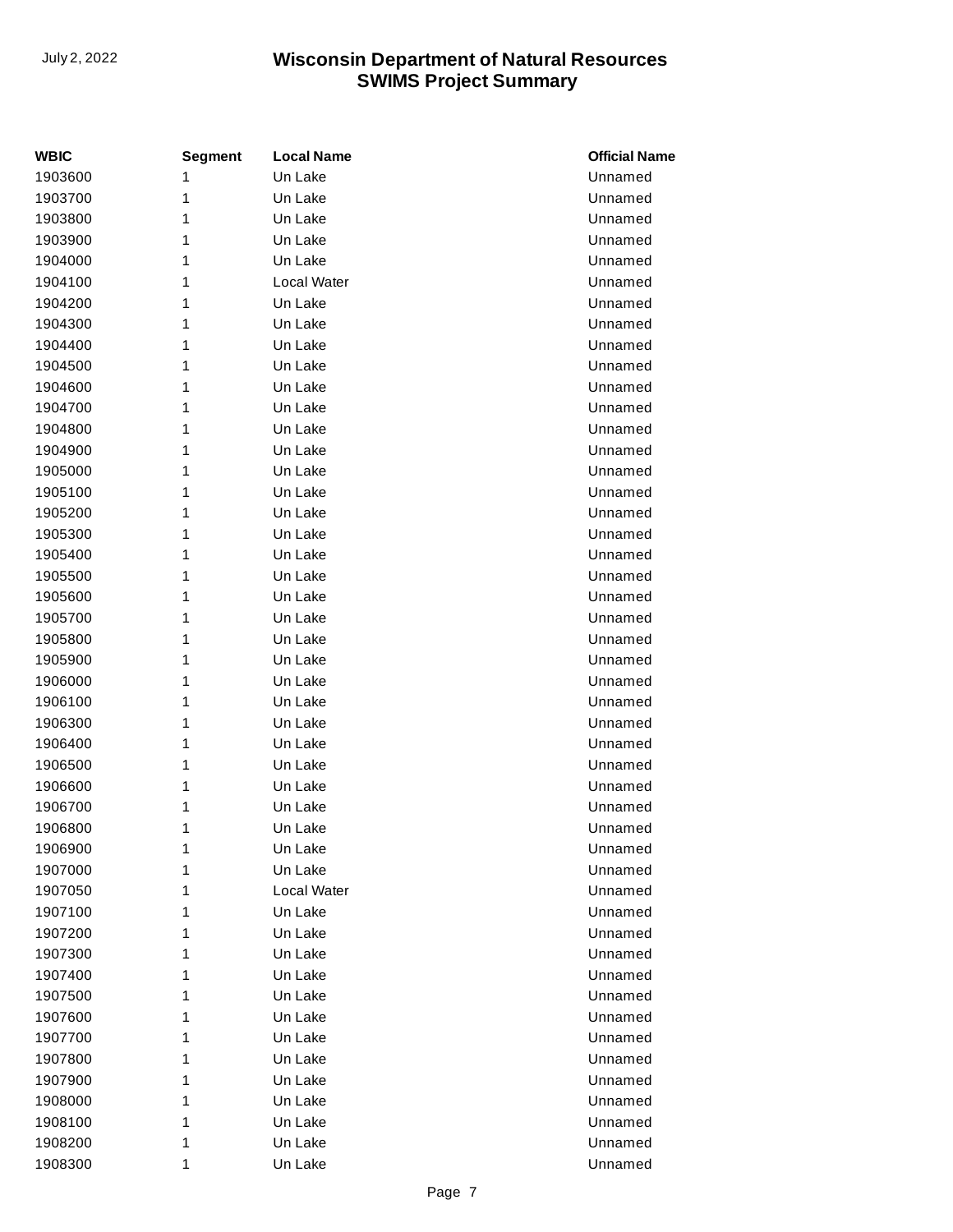| WBIC | Segment | Local Name | Official Name |
|---|---|---|---|
| 1903600 | 1 | Un Lake | Unnamed |
| 1903700 | 1 | Un Lake | Unnamed |
| 1903800 | 1 | Un Lake | Unnamed |
| 1903900 | 1 | Un Lake | Unnamed |
| 1904000 | 1 | Un Lake | Unnamed |
| 1904100 | 1 | Local Water | Unnamed |
| 1904200 | 1 | Un Lake | Unnamed |
| 1904300 | 1 | Un Lake | Unnamed |
| 1904400 | 1 | Un Lake | Unnamed |
| 1904500 | 1 | Un Lake | Unnamed |
| 1904600 | 1 | Un Lake | Unnamed |
| 1904700 | 1 | Un Lake | Unnamed |
| 1904800 | 1 | Un Lake | Unnamed |
| 1904900 | 1 | Un Lake | Unnamed |
| 1905000 | 1 | Un Lake | Unnamed |
| 1905100 | 1 | Un Lake | Unnamed |
| 1905200 | 1 | Un Lake | Unnamed |
| 1905300 | 1 | Un Lake | Unnamed |
| 1905400 | 1 | Un Lake | Unnamed |
| 1905500 | 1 | Un Lake | Unnamed |
| 1905600 | 1 | Un Lake | Unnamed |
| 1905700 | 1 | Un Lake | Unnamed |
| 1905800 | 1 | Un Lake | Unnamed |
| 1905900 | 1 | Un Lake | Unnamed |
| 1906000 | 1 | Un Lake | Unnamed |
| 1906100 | 1 | Un Lake | Unnamed |
| 1906300 | 1 | Un Lake | Unnamed |
| 1906400 | 1 | Un Lake | Unnamed |
| 1906500 | 1 | Un Lake | Unnamed |
| 1906600 | 1 | Un Lake | Unnamed |
| 1906700 | 1 | Un Lake | Unnamed |
| 1906800 | 1 | Un Lake | Unnamed |
| 1906900 | 1 | Un Lake | Unnamed |
| 1907000 | 1 | Un Lake | Unnamed |
| 1907050 | 1 | Local Water | Unnamed |
| 1907100 | 1 | Un Lake | Unnamed |
| 1907200 | 1 | Un Lake | Unnamed |
| 1907300 | 1 | Un Lake | Unnamed |
| 1907400 | 1 | Un Lake | Unnamed |
| 1907500 | 1 | Un Lake | Unnamed |
| 1907600 | 1 | Un Lake | Unnamed |
| 1907700 | 1 | Un Lake | Unnamed |
| 1907800 | 1 | Un Lake | Unnamed |
| 1907900 | 1 | Un Lake | Unnamed |
| 1908000 | 1 | Un Lake | Unnamed |
| 1908100 | 1 | Un Lake | Unnamed |
| 1908200 | 1 | Un Lake | Unnamed |
| 1908300 | 1 | Un Lake | Unnamed |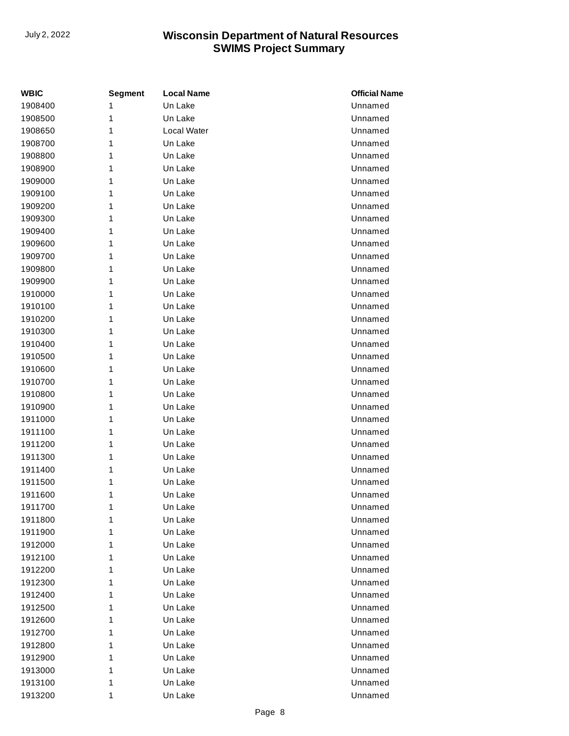| WBIC | Segment | Local Name | Official Name |
|---|---|---|---|
| 1908400 | 1 | Un Lake | Unnamed |
| 1908500 | 1 | Un Lake | Unnamed |
| 1908650 | 1 | Local Water | Unnamed |
| 1908700 | 1 | Un Lake | Unnamed |
| 1908800 | 1 | Un Lake | Unnamed |
| 1908900 | 1 | Un Lake | Unnamed |
| 1909000 | 1 | Un Lake | Unnamed |
| 1909100 | 1 | Un Lake | Unnamed |
| 1909200 | 1 | Un Lake | Unnamed |
| 1909300 | 1 | Un Lake | Unnamed |
| 1909400 | 1 | Un Lake | Unnamed |
| 1909600 | 1 | Un Lake | Unnamed |
| 1909700 | 1 | Un Lake | Unnamed |
| 1909800 | 1 | Un Lake | Unnamed |
| 1909900 | 1 | Un Lake | Unnamed |
| 1910000 | 1 | Un Lake | Unnamed |
| 1910100 | 1 | Un Lake | Unnamed |
| 1910200 | 1 | Un Lake | Unnamed |
| 1910300 | 1 | Un Lake | Unnamed |
| 1910400 | 1 | Un Lake | Unnamed |
| 1910500 | 1 | Un Lake | Unnamed |
| 1910600 | 1 | Un Lake | Unnamed |
| 1910700 | 1 | Un Lake | Unnamed |
| 1910800 | 1 | Un Lake | Unnamed |
| 1910900 | 1 | Un Lake | Unnamed |
| 1911000 | 1 | Un Lake | Unnamed |
| 1911100 | 1 | Un Lake | Unnamed |
| 1911200 | 1 | Un Lake | Unnamed |
| 1911300 | 1 | Un Lake | Unnamed |
| 1911400 | 1 | Un Lake | Unnamed |
| 1911500 | 1 | Un Lake | Unnamed |
| 1911600 | 1 | Un Lake | Unnamed |
| 1911700 | 1 | Un Lake | Unnamed |
| 1911800 | 1 | Un Lake | Unnamed |
| 1911900 | 1 | Un Lake | Unnamed |
| 1912000 | 1 | Un Lake | Unnamed |
| 1912100 | 1 | Un Lake | Unnamed |
| 1912200 | 1 | Un Lake | Unnamed |
| 1912300 | 1 | Un Lake | Unnamed |
| 1912400 | 1 | Un Lake | Unnamed |
| 1912500 | 1 | Un Lake | Unnamed |
| 1912600 | 1 | Un Lake | Unnamed |
| 1912700 | 1 | Un Lake | Unnamed |
| 1912800 | 1 | Un Lake | Unnamed |
| 1912900 | 1 | Un Lake | Unnamed |
| 1913000 | 1 | Un Lake | Unnamed |
| 1913100 | 1 | Un Lake | Unnamed |
| 1913200 | 1 | Un Lake | Unnamed |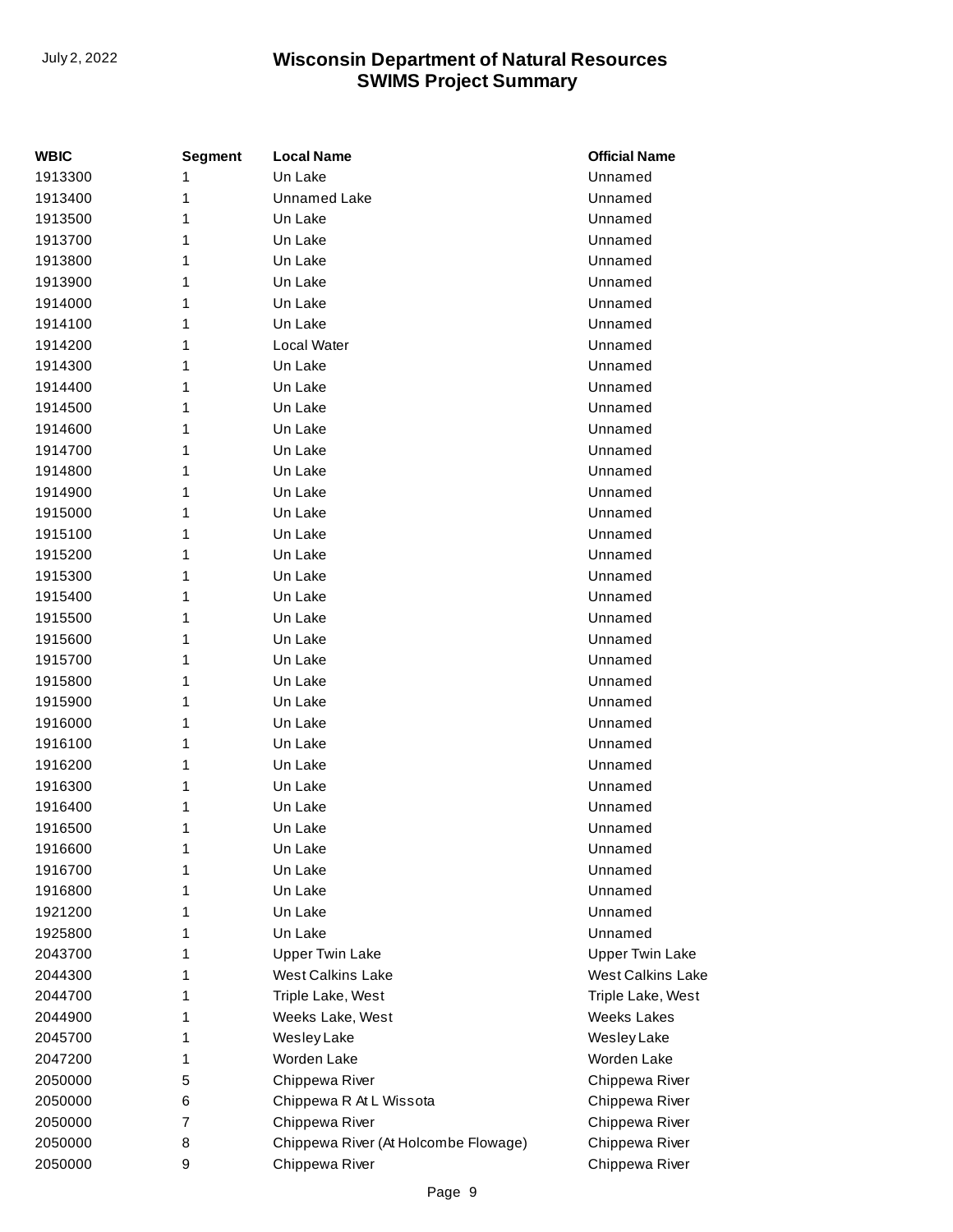| WBIC | Segment | Local Name | Official Name |
|---|---|---|---|
| 1913300 | 1 | Un Lake | Unnamed |
| 1913400 | 1 | Unnamed Lake | Unnamed |
| 1913500 | 1 | Un Lake | Unnamed |
| 1913700 | 1 | Un Lake | Unnamed |
| 1913800 | 1 | Un Lake | Unnamed |
| 1913900 | 1 | Un Lake | Unnamed |
| 1914000 | 1 | Un Lake | Unnamed |
| 1914100 | 1 | Un Lake | Unnamed |
| 1914200 | 1 | Local Water | Unnamed |
| 1914300 | 1 | Un Lake | Unnamed |
| 1914400 | 1 | Un Lake | Unnamed |
| 1914500 | 1 | Un Lake | Unnamed |
| 1914600 | 1 | Un Lake | Unnamed |
| 1914700 | 1 | Un Lake | Unnamed |
| 1914800 | 1 | Un Lake | Unnamed |
| 1914900 | 1 | Un Lake | Unnamed |
| 1915000 | 1 | Un Lake | Unnamed |
| 1915100 | 1 | Un Lake | Unnamed |
| 1915200 | 1 | Un Lake | Unnamed |
| 1915300 | 1 | Un Lake | Unnamed |
| 1915400 | 1 | Un Lake | Unnamed |
| 1915500 | 1 | Un Lake | Unnamed |
| 1915600 | 1 | Un Lake | Unnamed |
| 1915700 | 1 | Un Lake | Unnamed |
| 1915800 | 1 | Un Lake | Unnamed |
| 1915900 | 1 | Un Lake | Unnamed |
| 1916000 | 1 | Un Lake | Unnamed |
| 1916100 | 1 | Un Lake | Unnamed |
| 1916200 | 1 | Un Lake | Unnamed |
| 1916300 | 1 | Un Lake | Unnamed |
| 1916400 | 1 | Un Lake | Unnamed |
| 1916500 | 1 | Un Lake | Unnamed |
| 1916600 | 1 | Un Lake | Unnamed |
| 1916700 | 1 | Un Lake | Unnamed |
| 1916800 | 1 | Un Lake | Unnamed |
| 1921200 | 1 | Un Lake | Unnamed |
| 1925800 | 1 | Un Lake | Unnamed |
| 2043700 | 1 | Upper Twin Lake | Upper Twin Lake |
| 2044300 | 1 | West Calkins Lake | West Calkins Lake |
| 2044700 | 1 | Triple Lake, West | Triple Lake, West |
| 2044900 | 1 | Weeks Lake, West | Weeks Lakes |
| 2045700 | 1 | Wesley Lake | Wesley Lake |
| 2047200 | 1 | Worden Lake | Worden Lake |
| 2050000 | 5 | Chippewa River | Chippewa River |
| 2050000 | 6 | Chippewa R At L Wissota | Chippewa River |
| 2050000 | 7 | Chippewa River | Chippewa River |
| 2050000 | 8 | Chippewa River (At Holcombe Flowage) | Chippewa River |
| 2050000 | 9 | Chippewa River | Chippewa River |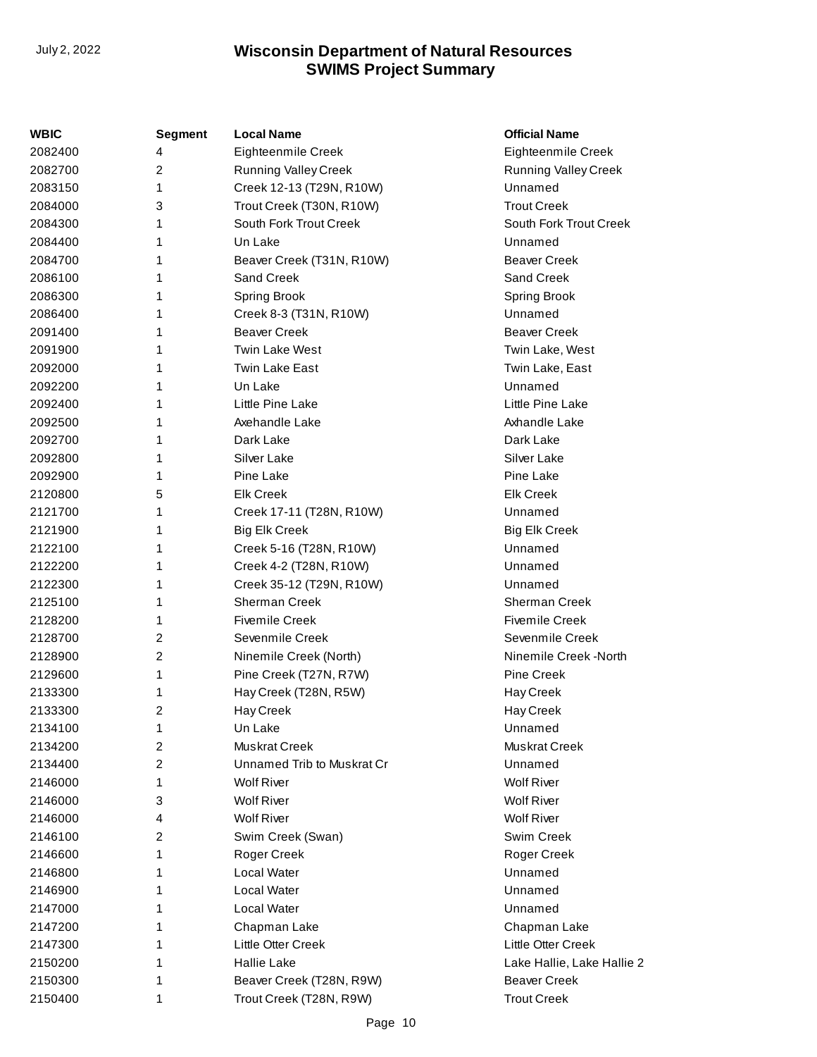| WBIC | Segment | Local Name | Official Name |
|---|---|---|---|
| 2082400 | 4 | Eighteenmile Creek | Eighteenmile Creek |
| 2082700 | 2 | Running Valley Creek | Running Valley Creek |
| 2083150 | 1 | Creek 12-13 (T29N, R10W) | Unnamed |
| 2084000 | 3 | Trout Creek (T30N, R10W) | Trout Creek |
| 2084300 | 1 | South Fork Trout Creek | South Fork Trout Creek |
| 2084400 | 1 | Un Lake | Unnamed |
| 2084700 | 1 | Beaver Creek (T31N, R10W) | Beaver Creek |
| 2086100 | 1 | Sand Creek | Sand Creek |
| 2086300 | 1 | Spring Brook | Spring Brook |
| 2086400 | 1 | Creek 8-3 (T31N, R10W) | Unnamed |
| 2091400 | 1 | Beaver Creek | Beaver Creek |
| 2091900 | 1 | Twin Lake West | Twin Lake, West |
| 2092000 | 1 | Twin Lake East | Twin Lake, East |
| 2092200 | 1 | Un Lake | Unnamed |
| 2092400 | 1 | Little Pine Lake | Little Pine Lake |
| 2092500 | 1 | Axehandle Lake | Axhandle Lake |
| 2092700 | 1 | Dark Lake | Dark Lake |
| 2092800 | 1 | Silver Lake | Silver Lake |
| 2092900 | 1 | Pine Lake | Pine Lake |
| 2120800 | 5 | Elk Creek | Elk Creek |
| 2121700 | 1 | Creek 17-11 (T28N, R10W) | Unnamed |
| 2121900 | 1 | Big Elk Creek | Big Elk Creek |
| 2122100 | 1 | Creek 5-16 (T28N, R10W) | Unnamed |
| 2122200 | 1 | Creek 4-2 (T28N, R10W) | Unnamed |
| 2122300 | 1 | Creek 35-12 (T29N, R10W) | Unnamed |
| 2125100 | 1 | Sherman Creek | Sherman Creek |
| 2128200 | 1 | Fivemile Creek | Fivemile Creek |
| 2128700 | 2 | Sevenmile Creek | Sevenmile Creek |
| 2128900 | 2 | Ninemile Creek (North) | Ninemile Creek -North |
| 2129600 | 1 | Pine Creek (T27N, R7W) | Pine Creek |
| 2133300 | 1 | Hay Creek (T28N, R5W) | Hay Creek |
| 2133300 | 2 | Hay Creek | Hay Creek |
| 2134100 | 1 | Un Lake | Unnamed |
| 2134200 | 2 | Muskrat Creek | Muskrat Creek |
| 2134400 | 2 | Unnamed Trib to Muskrat Cr | Unnamed |
| 2146000 | 1 | Wolf River | Wolf River |
| 2146000 | 3 | Wolf River | Wolf River |
| 2146000 | 4 | Wolf River | Wolf River |
| 2146100 | 2 | Swim Creek (Swan) | Swim Creek |
| 2146600 | 1 | Roger Creek | Roger Creek |
| 2146800 | 1 | Local Water | Unnamed |
| 2146900 | 1 | Local Water | Unnamed |
| 2147000 | 1 | Local Water | Unnamed |
| 2147200 | 1 | Chapman Lake | Chapman Lake |
| 2147300 | 1 | Little Otter Creek | Little Otter Creek |
| 2150200 | 1 | Hallie Lake | Lake Hallie, Lake Hallie 2 |
| 2150300 | 1 | Beaver Creek (T28N, R9W) | Beaver Creek |
| 2150400 | 1 | Trout Creek (T28N, R9W) | Trout Creek |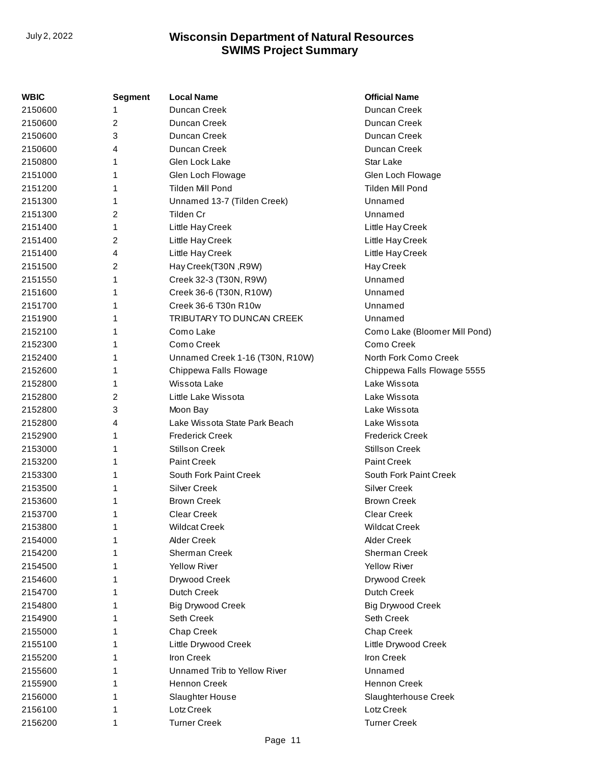| WBIC | Segment | Local Name | Official Name |
|---|---|---|---|
| 2150600 | 1 | Duncan Creek | Duncan Creek |
| 2150600 | 2 | Duncan Creek | Duncan Creek |
| 2150600 | 3 | Duncan Creek | Duncan Creek |
| 2150600 | 4 | Duncan Creek | Duncan Creek |
| 2150800 | 1 | Glen Lock Lake | Star Lake |
| 2151000 | 1 | Glen Loch Flowage | Glen Loch Flowage |
| 2151200 | 1 | Tilden Mill Pond | Tilden Mill Pond |
| 2151300 | 1 | Unnamed 13-7 (Tilden Creek) | Unnamed |
| 2151300 | 2 | Tilden Cr | Unnamed |
| 2151400 | 1 | Little Hay Creek | Little Hay Creek |
| 2151400 | 2 | Little Hay Creek | Little Hay Creek |
| 2151400 | 4 | Little Hay Creek | Little Hay Creek |
| 2151500 | 2 | Hay Creek(T30N ,R9W) | Hay Creek |
| 2151550 | 1 | Creek 32-3 (T30N, R9W) | Unnamed |
| 2151600 | 1 | Creek 36-6 (T30N, R10W) | Unnamed |
| 2151700 | 1 | Creek 36-6 T30n R10w | Unnamed |
| 2151900 | 1 | TRIBUTARY TO DUNCAN CREEK | Unnamed |
| 2152100 | 1 | Como Lake | Como Lake (Bloomer Mill Pond) |
| 2152300 | 1 | Como Creek | Como Creek |
| 2152400 | 1 | Unnamed Creek 1-16 (T30N, R10W) | North Fork Como Creek |
| 2152600 | 1 | Chippewa Falls Flowage | Chippewa Falls Flowage 5555 |
| 2152800 | 1 | Wissota Lake | Lake Wissota |
| 2152800 | 2 | Little Lake Wissota | Lake Wissota |
| 2152800 | 3 | Moon Bay | Lake Wissota |
| 2152800 | 4 | Lake Wissota State Park Beach | Lake Wissota |
| 2152900 | 1 | Frederick Creek | Frederick Creek |
| 2153000 | 1 | Stillson Creek | Stillson Creek |
| 2153200 | 1 | Paint Creek | Paint Creek |
| 2153300 | 1 | South Fork Paint Creek | South Fork Paint Creek |
| 2153500 | 1 | Silver Creek | Silver Creek |
| 2153600 | 1 | Brown Creek | Brown Creek |
| 2153700 | 1 | Clear Creek | Clear Creek |
| 2153800 | 1 | Wildcat Creek | Wildcat Creek |
| 2154000 | 1 | Alder Creek | Alder Creek |
| 2154200 | 1 | Sherman Creek | Sherman Creek |
| 2154500 | 1 | Yellow River | Yellow River |
| 2154600 | 1 | Drywood Creek | Drywood Creek |
| 2154700 | 1 | Dutch Creek | Dutch Creek |
| 2154800 | 1 | Big Drywood Creek | Big Drywood Creek |
| 2154900 | 1 | Seth Creek | Seth Creek |
| 2155000 | 1 | Chap Creek | Chap Creek |
| 2155100 | 1 | Little Drywood Creek | Little Drywood Creek |
| 2155200 | 1 | Iron Creek | Iron Creek |
| 2155600 | 1 | Unnamed Trib to Yellow River | Unnamed |
| 2155900 | 1 | Hennon Creek | Hennon Creek |
| 2156000 | 1 | Slaughter House | Slaughterhouse Creek |
| 2156100 | 1 | Lotz Creek | Lotz Creek |
| 2156200 | 1 | Turner Creek | Turner Creek |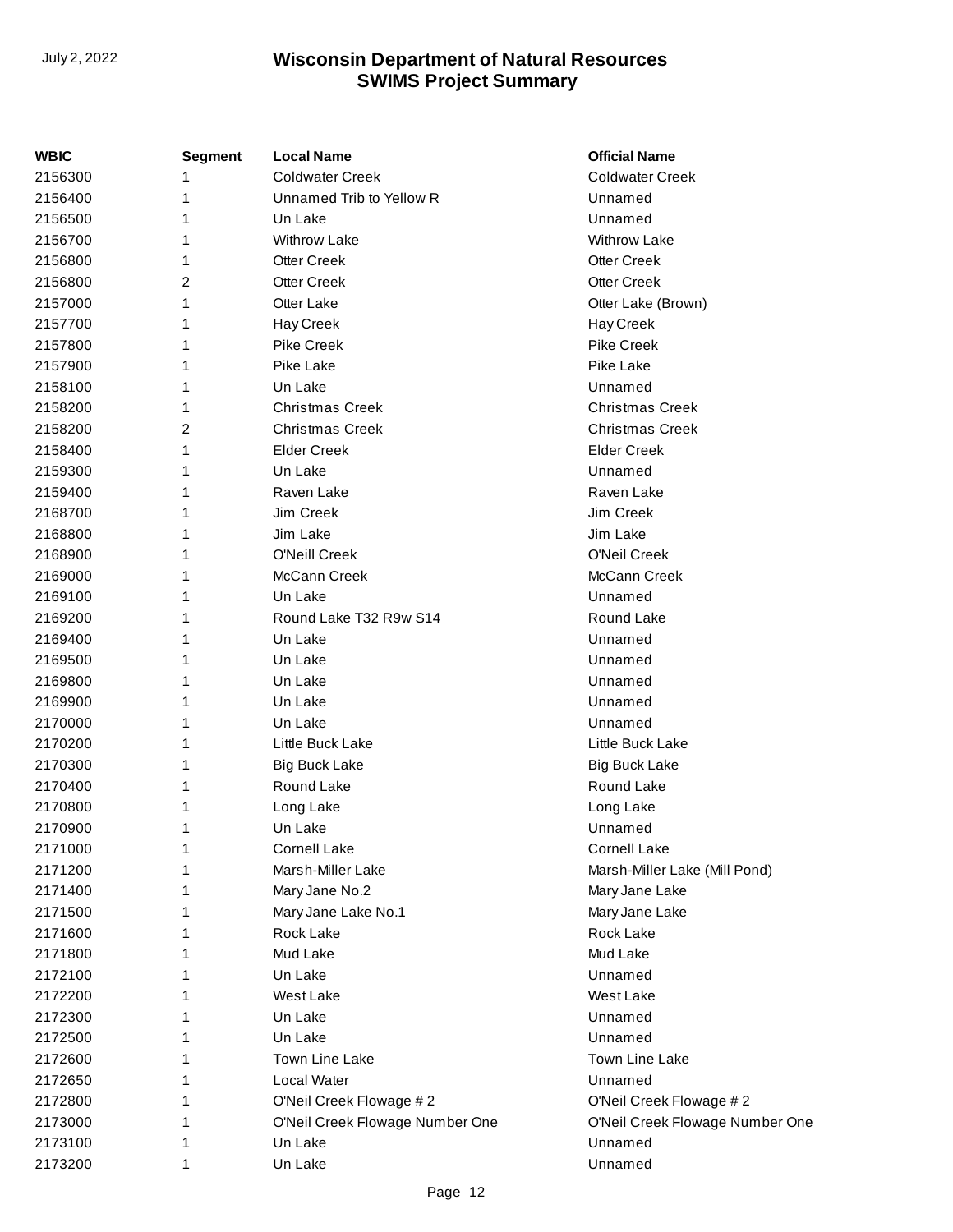| WBIC | Segment | Local Name | Official Name |
|---|---|---|---|
| 2156300 | 1 | Coldwater Creek | Coldwater Creek |
| 2156400 | 1 | Unnamed Trib to Yellow R | Unnamed |
| 2156500 | 1 | Un Lake | Unnamed |
| 2156700 | 1 | Withrow Lake | Withrow Lake |
| 2156800 | 1 | Otter Creek | Otter Creek |
| 2156800 | 2 | Otter Creek | Otter Creek |
| 2157000 | 1 | Otter Lake | Otter Lake (Brown) |
| 2157700 | 1 | Hay Creek | Hay Creek |
| 2157800 | 1 | Pike Creek | Pike Creek |
| 2157900 | 1 | Pike Lake | Pike Lake |
| 2158100 | 1 | Un Lake | Unnamed |
| 2158200 | 1 | Christmas Creek | Christmas Creek |
| 2158200 | 2 | Christmas Creek | Christmas Creek |
| 2158400 | 1 | Elder Creek | Elder Creek |
| 2159300 | 1 | Un Lake | Unnamed |
| 2159400 | 1 | Raven Lake | Raven Lake |
| 2168700 | 1 | Jim Creek | Jim Creek |
| 2168800 | 1 | Jim Lake | Jim Lake |
| 2168900 | 1 | O'Neill Creek | O'Neil Creek |
| 2169000 | 1 | McCann Creek | McCann Creek |
| 2169100 | 1 | Un Lake | Unnamed |
| 2169200 | 1 | Round Lake T32 R9w S14 | Round Lake |
| 2169400 | 1 | Un Lake | Unnamed |
| 2169500 | 1 | Un Lake | Unnamed |
| 2169800 | 1 | Un Lake | Unnamed |
| 2169900 | 1 | Un Lake | Unnamed |
| 2170000 | 1 | Un Lake | Unnamed |
| 2170200 | 1 | Little Buck Lake | Little Buck Lake |
| 2170300 | 1 | Big Buck Lake | Big Buck Lake |
| 2170400 | 1 | Round Lake | Round Lake |
| 2170800 | 1 | Long Lake | Long Lake |
| 2170900 | 1 | Un Lake | Unnamed |
| 2171000 | 1 | Cornell Lake | Cornell Lake |
| 2171200 | 1 | Marsh-Miller Lake | Marsh-Miller Lake (Mill Pond) |
| 2171400 | 1 | Mary Jane No.2 | Mary Jane Lake |
| 2171500 | 1 | Mary Jane Lake No.1 | Mary Jane Lake |
| 2171600 | 1 | Rock Lake | Rock Lake |
| 2171800 | 1 | Mud Lake | Mud Lake |
| 2172100 | 1 | Un Lake | Unnamed |
| 2172200 | 1 | West Lake | West Lake |
| 2172300 | 1 | Un Lake | Unnamed |
| 2172500 | 1 | Un Lake | Unnamed |
| 2172600 | 1 | Town Line Lake | Town Line Lake |
| 2172650 | 1 | Local Water | Unnamed |
| 2172800 | 1 | O'Neil Creek Flowage # 2 | O'Neil Creek Flowage # 2 |
| 2173000 | 1 | O'Neil Creek Flowage Number One | O'Neil Creek Flowage Number One |
| 2173100 | 1 | Un Lake | Unnamed |
| 2173200 | 1 | Un Lake | Unnamed |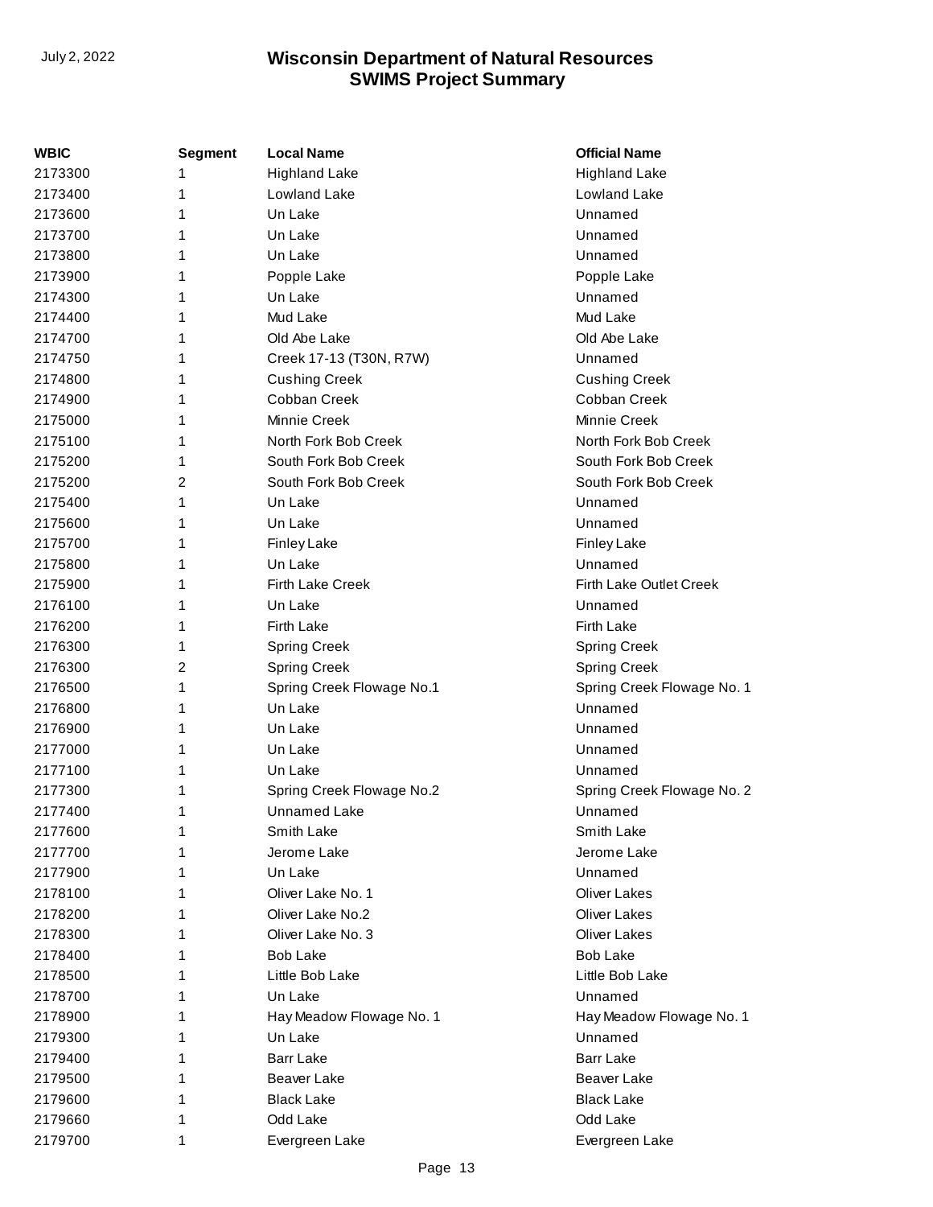| WBIC | Segment | Local Name | Official Name |
|---|---|---|---|
| 2173300 | 1 | Highland Lake | Highland Lake |
| 2173400 | 1 | Lowland Lake | Lowland Lake |
| 2173600 | 1 | Un Lake | Unnamed |
| 2173700 | 1 | Un Lake | Unnamed |
| 2173800 | 1 | Un Lake | Unnamed |
| 2173900 | 1 | Popple Lake | Popple Lake |
| 2174300 | 1 | Un Lake | Unnamed |
| 2174400 | 1 | Mud Lake | Mud Lake |
| 2174700 | 1 | Old Abe Lake | Old Abe Lake |
| 2174750 | 1 | Creek 17-13 (T30N, R7W) | Unnamed |
| 2174800 | 1 | Cushing Creek | Cushing Creek |
| 2174900 | 1 | Cobban Creek | Cobban Creek |
| 2175000 | 1 | Minnie Creek | Minnie Creek |
| 2175100 | 1 | North Fork Bob Creek | North Fork Bob Creek |
| 2175200 | 1 | South Fork Bob Creek | South Fork Bob Creek |
| 2175200 | 2 | South Fork Bob Creek | South Fork Bob Creek |
| 2175400 | 1 | Un Lake | Unnamed |
| 2175600 | 1 | Un Lake | Unnamed |
| 2175700 | 1 | Finley Lake | Finley Lake |
| 2175800 | 1 | Un Lake | Unnamed |
| 2175900 | 1 | Firth Lake Creek | Firth Lake Outlet Creek |
| 2176100 | 1 | Un Lake | Unnamed |
| 2176200 | 1 | Firth Lake | Firth Lake |
| 2176300 | 1 | Spring Creek | Spring Creek |
| 2176300 | 2 | Spring Creek | Spring Creek |
| 2176500 | 1 | Spring Creek Flowage No.1 | Spring Creek Flowage No. 1 |
| 2176800 | 1 | Un Lake | Unnamed |
| 2176900 | 1 | Un Lake | Unnamed |
| 2177000 | 1 | Un Lake | Unnamed |
| 2177100 | 1 | Un Lake | Unnamed |
| 2177300 | 1 | Spring Creek Flowage No.2 | Spring Creek Flowage No. 2 |
| 2177400 | 1 | Unnamed Lake | Unnamed |
| 2177600 | 1 | Smith Lake | Smith Lake |
| 2177700 | 1 | Jerome Lake | Jerome Lake |
| 2177900 | 1 | Un Lake | Unnamed |
| 2178100 | 1 | Oliver Lake No. 1 | Oliver Lakes |
| 2178200 | 1 | Oliver Lake No.2 | Oliver Lakes |
| 2178300 | 1 | Oliver Lake No. 3 | Oliver Lakes |
| 2178400 | 1 | Bob Lake | Bob Lake |
| 2178500 | 1 | Little Bob Lake | Little Bob Lake |
| 2178700 | 1 | Un Lake | Unnamed |
| 2178900 | 1 | Hay Meadow Flowage No. 1 | Hay Meadow Flowage No. 1 |
| 2179300 | 1 | Un Lake | Unnamed |
| 2179400 | 1 | Barr Lake | Barr Lake |
| 2179500 | 1 | Beaver Lake | Beaver Lake |
| 2179600 | 1 | Black Lake | Black Lake |
| 2179660 | 1 | Odd Lake | Odd Lake |
| 2179700 | 1 | Evergreen Lake | Evergreen Lake |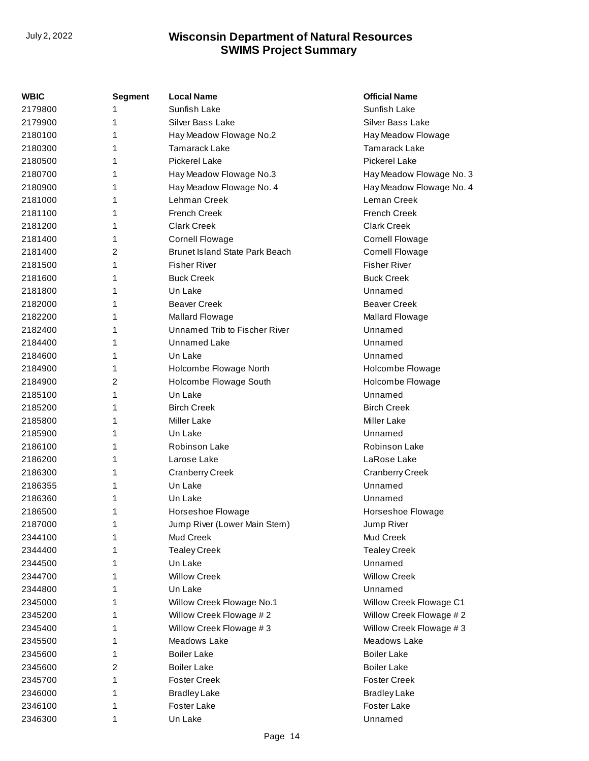| WBIC | Segment | Local Name | Official Name |
|---|---|---|---|
| 2179800 | 1 | Sunfish Lake | Sunfish Lake |
| 2179900 | 1 | Silver Bass Lake | Silver Bass Lake |
| 2180100 | 1 | Hay Meadow Flowage No.2 | Hay Meadow Flowage |
| 2180300 | 1 | Tamarack Lake | Tamarack Lake |
| 2180500 | 1 | Pickerel Lake | Pickerel Lake |
| 2180700 | 1 | Hay Meadow Flowage No.3 | Hay Meadow Flowage No. 3 |
| 2180900 | 1 | Hay Meadow Flowage No. 4 | Hay Meadow Flowage No. 4 |
| 2181000 | 1 | Lehman Creek | Leman Creek |
| 2181100 | 1 | French Creek | French Creek |
| 2181200 | 1 | Clark Creek | Clark Creek |
| 2181400 | 1 | Cornell Flowage | Cornell Flowage |
| 2181400 | 2 | Brunet Island State Park Beach | Cornell Flowage |
| 2181500 | 1 | Fisher River | Fisher River |
| 2181600 | 1 | Buck Creek | Buck Creek |
| 2181800 | 1 | Un Lake | Unnamed |
| 2182000 | 1 | Beaver Creek | Beaver Creek |
| 2182200 | 1 | Mallard Flowage | Mallard Flowage |
| 2182400 | 1 | Unnamed Trib to Fischer River | Unnamed |
| 2184400 | 1 | Unnamed Lake | Unnamed |
| 2184600 | 1 | Un Lake | Unnamed |
| 2184900 | 1 | Holcombe Flowage North | Holcombe Flowage |
| 2184900 | 2 | Holcombe Flowage South | Holcombe Flowage |
| 2185100 | 1 | Un Lake | Unnamed |
| 2185200 | 1 | Birch Creek | Birch Creek |
| 2185800 | 1 | Miller Lake | Miller Lake |
| 2185900 | 1 | Un Lake | Unnamed |
| 2186100 | 1 | Robinson Lake | Robinson Lake |
| 2186200 | 1 | Larose Lake | LaRose Lake |
| 2186300 | 1 | Cranberry Creek | Cranberry Creek |
| 2186355 | 1 | Un Lake | Unnamed |
| 2186360 | 1 | Un Lake | Unnamed |
| 2186500 | 1 | Horseshoe Flowage | Horseshoe Flowage |
| 2187000 | 1 | Jump River (Lower Main Stem) | Jump River |
| 2344100 | 1 | Mud Creek | Mud Creek |
| 2344400 | 1 | Tealey Creek | Tealey Creek |
| 2344500 | 1 | Un Lake | Unnamed |
| 2344700 | 1 | Willow Creek | Willow Creek |
| 2344800 | 1 | Un Lake | Unnamed |
| 2345000 | 1 | Willow Creek Flowage No.1 | Willow Creek Flowage C1 |
| 2345200 | 1 | Willow Creek Flowage # 2 | Willow Creek Flowage # 2 |
| 2345400 | 1 | Willow Creek Flowage # 3 | Willow Creek Flowage # 3 |
| 2345500 | 1 | Meadows Lake | Meadows Lake |
| 2345600 | 1 | Boiler Lake | Boiler Lake |
| 2345600 | 2 | Boiler Lake | Boiler Lake |
| 2345700 | 1 | Foster Creek | Foster Creek |
| 2346000 | 1 | Bradley Lake | Bradley Lake |
| 2346100 | 1 | Foster Lake | Foster Lake |
| 2346300 | 1 | Un Lake | Unnamed |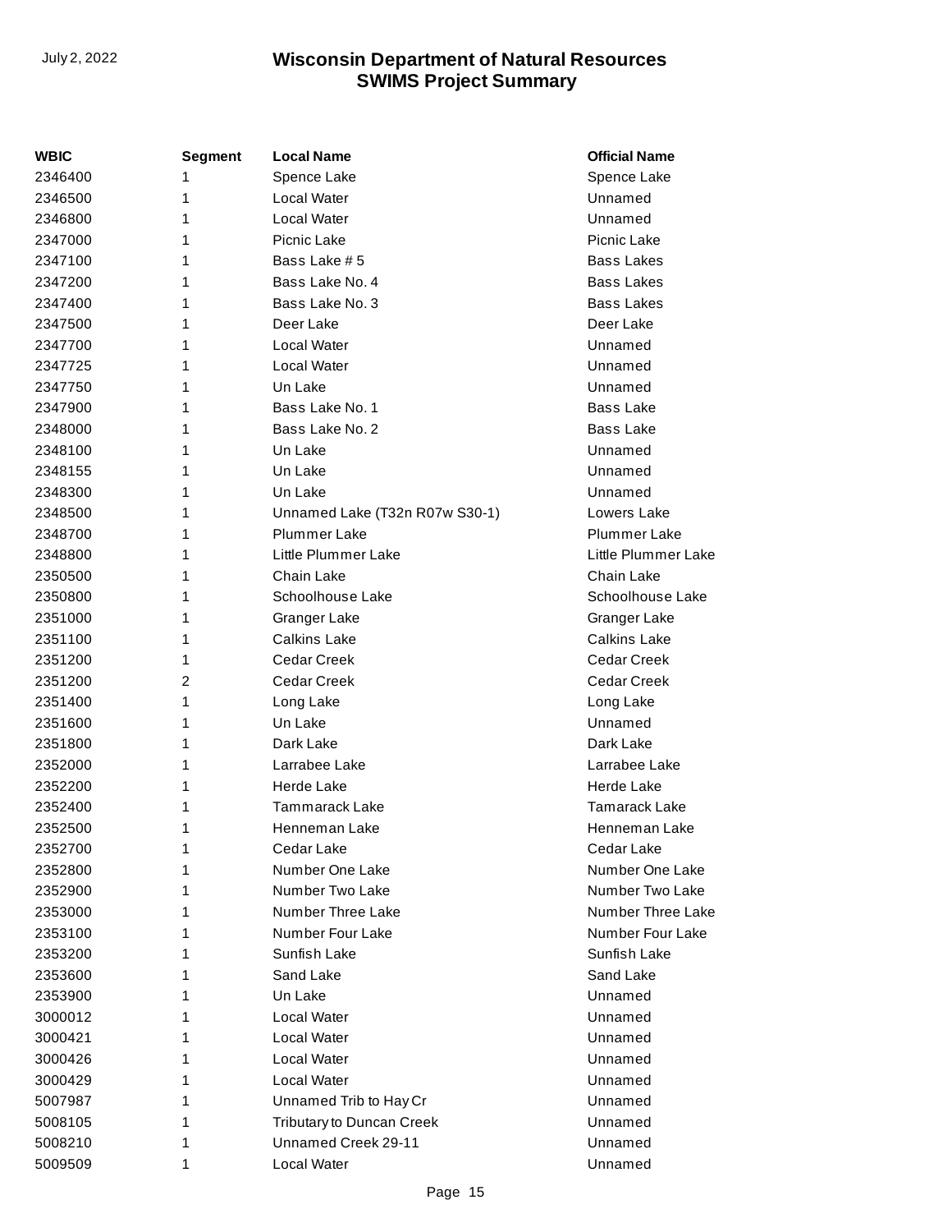| WBIC | Segment | Local Name | Official Name |
| --- | --- | --- | --- |
| 2346400 | 1 | Spence Lake | Spence Lake |
| 2346500 | 1 | Local Water | Unnamed |
| 2346800 | 1 | Local Water | Unnamed |
| 2347000 | 1 | Picnic Lake | Picnic Lake |
| 2347100 | 1 | Bass Lake # 5 | Bass Lakes |
| 2347200 | 1 | Bass Lake No. 4 | Bass Lakes |
| 2347400 | 1 | Bass Lake No. 3 | Bass Lakes |
| 2347500 | 1 | Deer Lake | Deer Lake |
| 2347700 | 1 | Local Water | Unnamed |
| 2347725 | 1 | Local Water | Unnamed |
| 2347750 | 1 | Un Lake | Unnamed |
| 2347900 | 1 | Bass Lake No. 1 | Bass Lake |
| 2348000 | 1 | Bass Lake No. 2 | Bass Lake |
| 2348100 | 1 | Un Lake | Unnamed |
| 2348155 | 1 | Un Lake | Unnamed |
| 2348300 | 1 | Un Lake | Unnamed |
| 2348500 | 1 | Unnamed Lake (T32n R07w S30-1) | Lowers Lake |
| 2348700 | 1 | Plummer Lake | Plummer Lake |
| 2348800 | 1 | Little Plummer Lake | Little Plummer Lake |
| 2350500 | 1 | Chain Lake | Chain Lake |
| 2350800 | 1 | Schoolhouse Lake | Schoolhouse Lake |
| 2351000 | 1 | Granger Lake | Granger Lake |
| 2351100 | 1 | Calkins Lake | Calkins Lake |
| 2351200 | 1 | Cedar Creek | Cedar Creek |
| 2351200 | 2 | Cedar Creek | Cedar Creek |
| 2351400 | 1 | Long Lake | Long Lake |
| 2351600 | 1 | Un Lake | Unnamed |
| 2351800 | 1 | Dark Lake | Dark Lake |
| 2352000 | 1 | Larrabee Lake | Larrabee Lake |
| 2352200 | 1 | Herde Lake | Herde Lake |
| 2352400 | 1 | Tammarack Lake | Tamarack Lake |
| 2352500 | 1 | Henneman Lake | Henneman Lake |
| 2352700 | 1 | Cedar Lake | Cedar Lake |
| 2352800 | 1 | Number One Lake | Number One Lake |
| 2352900 | 1 | Number Two Lake | Number Two Lake |
| 2353000 | 1 | Number Three Lake | Number Three Lake |
| 2353100 | 1 | Number Four Lake | Number Four Lake |
| 2353200 | 1 | Sunfish Lake | Sunfish Lake |
| 2353600 | 1 | Sand Lake | Sand Lake |
| 2353900 | 1 | Un Lake | Unnamed |
| 3000012 | 1 | Local Water | Unnamed |
| 3000421 | 1 | Local Water | Unnamed |
| 3000426 | 1 | Local Water | Unnamed |
| 3000429 | 1 | Local Water | Unnamed |
| 5007987 | 1 | Unnamed Trib to Hay Cr | Unnamed |
| 5008105 | 1 | Tributary to Duncan Creek | Unnamed |
| 5008210 | 1 | Unnamed Creek 29-11 | Unnamed |
| 5009509 | 1 | Local Water | Unnamed |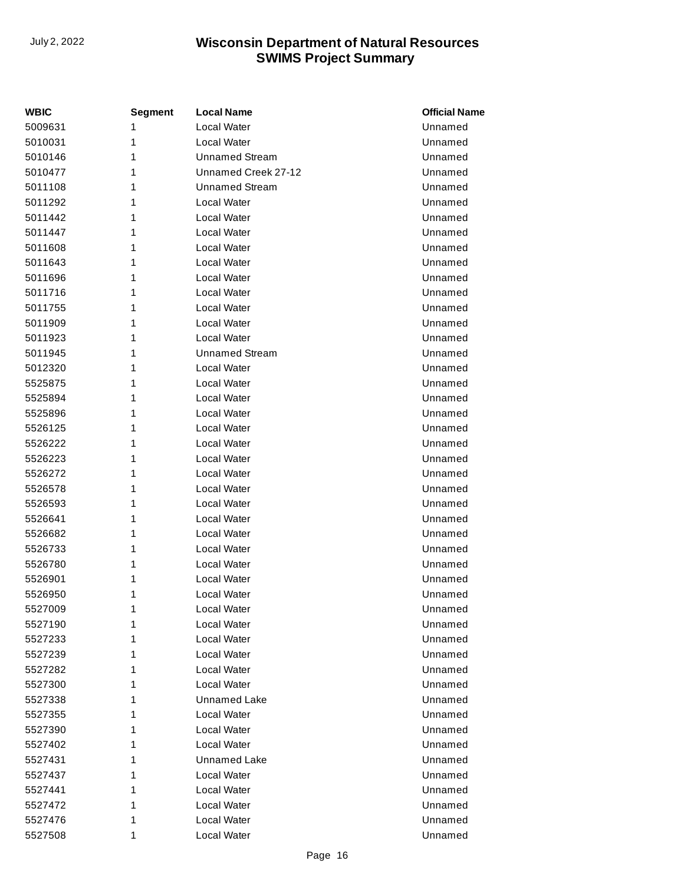| WBIC | Segment | Local Name | Official Name |
|---|---|---|---|
| 5009631 | 1 | Local Water | Unnamed |
| 5010031 | 1 | Local Water | Unnamed |
| 5010146 | 1 | Unnamed Stream | Unnamed |
| 5010477 | 1 | Unnamed Creek 27-12 | Unnamed |
| 5011108 | 1 | Unnamed Stream | Unnamed |
| 5011292 | 1 | Local Water | Unnamed |
| 5011442 | 1 | Local Water | Unnamed |
| 5011447 | 1 | Local Water | Unnamed |
| 5011608 | 1 | Local Water | Unnamed |
| 5011643 | 1 | Local Water | Unnamed |
| 5011696 | 1 | Local Water | Unnamed |
| 5011716 | 1 | Local Water | Unnamed |
| 5011755 | 1 | Local Water | Unnamed |
| 5011909 | 1 | Local Water | Unnamed |
| 5011923 | 1 | Local Water | Unnamed |
| 5011945 | 1 | Unnamed Stream | Unnamed |
| 5012320 | 1 | Local Water | Unnamed |
| 5525875 | 1 | Local Water | Unnamed |
| 5525894 | 1 | Local Water | Unnamed |
| 5525896 | 1 | Local Water | Unnamed |
| 5526125 | 1 | Local Water | Unnamed |
| 5526222 | 1 | Local Water | Unnamed |
| 5526223 | 1 | Local Water | Unnamed |
| 5526272 | 1 | Local Water | Unnamed |
| 5526578 | 1 | Local Water | Unnamed |
| 5526593 | 1 | Local Water | Unnamed |
| 5526641 | 1 | Local Water | Unnamed |
| 5526682 | 1 | Local Water | Unnamed |
| 5526733 | 1 | Local Water | Unnamed |
| 5526780 | 1 | Local Water | Unnamed |
| 5526901 | 1 | Local Water | Unnamed |
| 5526950 | 1 | Local Water | Unnamed |
| 5527009 | 1 | Local Water | Unnamed |
| 5527190 | 1 | Local Water | Unnamed |
| 5527233 | 1 | Local Water | Unnamed |
| 5527239 | 1 | Local Water | Unnamed |
| 5527282 | 1 | Local Water | Unnamed |
| 5527300 | 1 | Local Water | Unnamed |
| 5527338 | 1 | Unnamed Lake | Unnamed |
| 5527355 | 1 | Local Water | Unnamed |
| 5527390 | 1 | Local Water | Unnamed |
| 5527402 | 1 | Local Water | Unnamed |
| 5527431 | 1 | Unnamed Lake | Unnamed |
| 5527437 | 1 | Local Water | Unnamed |
| 5527441 | 1 | Local Water | Unnamed |
| 5527472 | 1 | Local Water | Unnamed |
| 5527476 | 1 | Local Water | Unnamed |
| 5527508 | 1 | Local Water | Unnamed |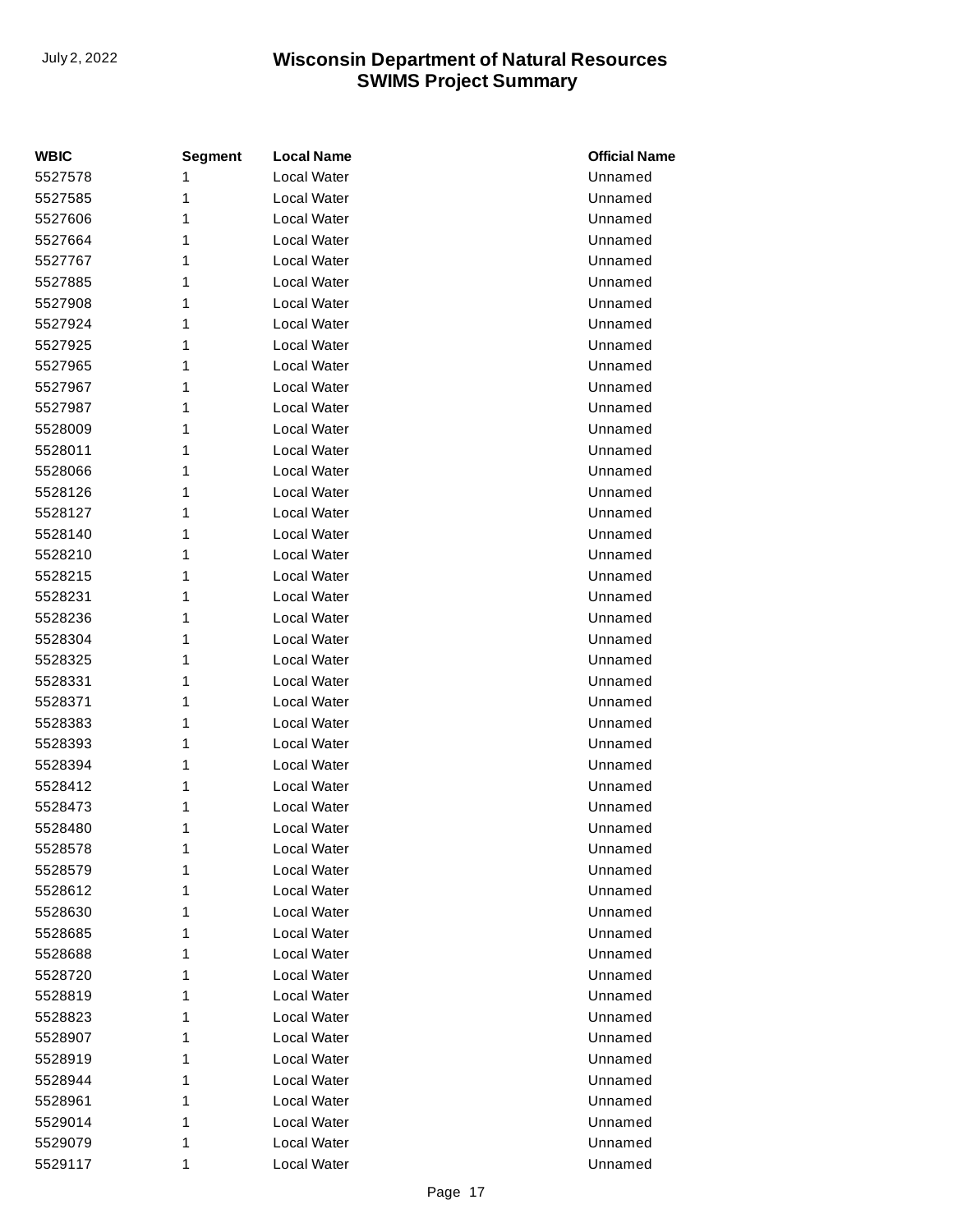| WBIC | Segment | Local Name | Official Name |
|---|---|---|---|
| 5527578 | 1 | Local Water | Unnamed |
| 5527585 | 1 | Local Water | Unnamed |
| 5527606 | 1 | Local Water | Unnamed |
| 5527664 | 1 | Local Water | Unnamed |
| 5527767 | 1 | Local Water | Unnamed |
| 5527885 | 1 | Local Water | Unnamed |
| 5527908 | 1 | Local Water | Unnamed |
| 5527924 | 1 | Local Water | Unnamed |
| 5527925 | 1 | Local Water | Unnamed |
| 5527965 | 1 | Local Water | Unnamed |
| 5527967 | 1 | Local Water | Unnamed |
| 5527987 | 1 | Local Water | Unnamed |
| 5528009 | 1 | Local Water | Unnamed |
| 5528011 | 1 | Local Water | Unnamed |
| 5528066 | 1 | Local Water | Unnamed |
| 5528126 | 1 | Local Water | Unnamed |
| 5528127 | 1 | Local Water | Unnamed |
| 5528140 | 1 | Local Water | Unnamed |
| 5528210 | 1 | Local Water | Unnamed |
| 5528215 | 1 | Local Water | Unnamed |
| 5528231 | 1 | Local Water | Unnamed |
| 5528236 | 1 | Local Water | Unnamed |
| 5528304 | 1 | Local Water | Unnamed |
| 5528325 | 1 | Local Water | Unnamed |
| 5528331 | 1 | Local Water | Unnamed |
| 5528371 | 1 | Local Water | Unnamed |
| 5528383 | 1 | Local Water | Unnamed |
| 5528393 | 1 | Local Water | Unnamed |
| 5528394 | 1 | Local Water | Unnamed |
| 5528412 | 1 | Local Water | Unnamed |
| 5528473 | 1 | Local Water | Unnamed |
| 5528480 | 1 | Local Water | Unnamed |
| 5528578 | 1 | Local Water | Unnamed |
| 5528579 | 1 | Local Water | Unnamed |
| 5528612 | 1 | Local Water | Unnamed |
| 5528630 | 1 | Local Water | Unnamed |
| 5528685 | 1 | Local Water | Unnamed |
| 5528688 | 1 | Local Water | Unnamed |
| 5528720 | 1 | Local Water | Unnamed |
| 5528819 | 1 | Local Water | Unnamed |
| 5528823 | 1 | Local Water | Unnamed |
| 5528907 | 1 | Local Water | Unnamed |
| 5528919 | 1 | Local Water | Unnamed |
| 5528944 | 1 | Local Water | Unnamed |
| 5528961 | 1 | Local Water | Unnamed |
| 5529014 | 1 | Local Water | Unnamed |
| 5529079 | 1 | Local Water | Unnamed |
| 5529117 | 1 | Local Water | Unnamed |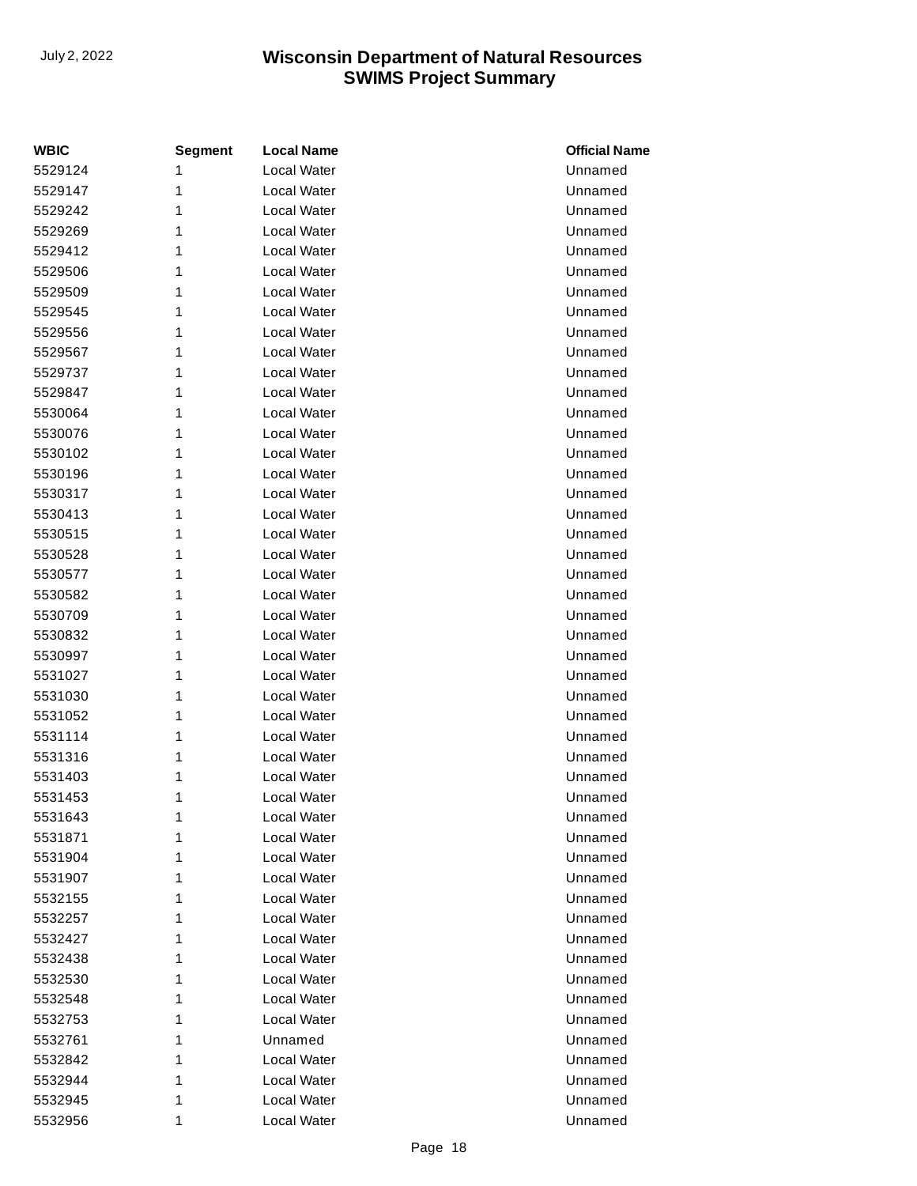| WBIC | Segment | Local Name | Official Name |
| --- | --- | --- | --- |
| 5529124 | 1 | Local Water | Unnamed |
| 5529147 | 1 | Local Water | Unnamed |
| 5529242 | 1 | Local Water | Unnamed |
| 5529269 | 1 | Local Water | Unnamed |
| 5529412 | 1 | Local Water | Unnamed |
| 5529506 | 1 | Local Water | Unnamed |
| 5529509 | 1 | Local Water | Unnamed |
| 5529545 | 1 | Local Water | Unnamed |
| 5529556 | 1 | Local Water | Unnamed |
| 5529567 | 1 | Local Water | Unnamed |
| 5529737 | 1 | Local Water | Unnamed |
| 5529847 | 1 | Local Water | Unnamed |
| 5530064 | 1 | Local Water | Unnamed |
| 5530076 | 1 | Local Water | Unnamed |
| 5530102 | 1 | Local Water | Unnamed |
| 5530196 | 1 | Local Water | Unnamed |
| 5530317 | 1 | Local Water | Unnamed |
| 5530413 | 1 | Local Water | Unnamed |
| 5530515 | 1 | Local Water | Unnamed |
| 5530528 | 1 | Local Water | Unnamed |
| 5530577 | 1 | Local Water | Unnamed |
| 5530582 | 1 | Local Water | Unnamed |
| 5530709 | 1 | Local Water | Unnamed |
| 5530832 | 1 | Local Water | Unnamed |
| 5530997 | 1 | Local Water | Unnamed |
| 5531027 | 1 | Local Water | Unnamed |
| 5531030 | 1 | Local Water | Unnamed |
| 5531052 | 1 | Local Water | Unnamed |
| 5531114 | 1 | Local Water | Unnamed |
| 5531316 | 1 | Local Water | Unnamed |
| 5531403 | 1 | Local Water | Unnamed |
| 5531453 | 1 | Local Water | Unnamed |
| 5531643 | 1 | Local Water | Unnamed |
| 5531871 | 1 | Local Water | Unnamed |
| 5531904 | 1 | Local Water | Unnamed |
| 5531907 | 1 | Local Water | Unnamed |
| 5532155 | 1 | Local Water | Unnamed |
| 5532257 | 1 | Local Water | Unnamed |
| 5532427 | 1 | Local Water | Unnamed |
| 5532438 | 1 | Local Water | Unnamed |
| 5532530 | 1 | Local Water | Unnamed |
| 5532548 | 1 | Local Water | Unnamed |
| 5532753 | 1 | Local Water | Unnamed |
| 5532761 | 1 | Unnamed | Unnamed |
| 5532842 | 1 | Local Water | Unnamed |
| 5532944 | 1 | Local Water | Unnamed |
| 5532945 | 1 | Local Water | Unnamed |
| 5532956 | 1 | Local Water | Unnamed |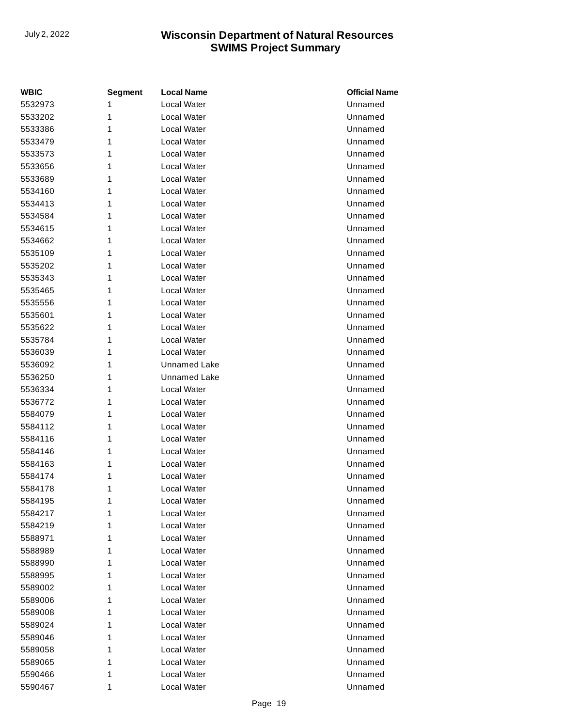| WBIC | Segment | Local Name | Official Name |
|---|---|---|---|
| 5532973 | 1 | Local Water | Unnamed |
| 5533202 | 1 | Local Water | Unnamed |
| 5533386 | 1 | Local Water | Unnamed |
| 5533479 | 1 | Local Water | Unnamed |
| 5533573 | 1 | Local Water | Unnamed |
| 5533656 | 1 | Local Water | Unnamed |
| 5533689 | 1 | Local Water | Unnamed |
| 5534160 | 1 | Local Water | Unnamed |
| 5534413 | 1 | Local Water | Unnamed |
| 5534584 | 1 | Local Water | Unnamed |
| 5534615 | 1 | Local Water | Unnamed |
| 5534662 | 1 | Local Water | Unnamed |
| 5535109 | 1 | Local Water | Unnamed |
| 5535202 | 1 | Local Water | Unnamed |
| 5535343 | 1 | Local Water | Unnamed |
| 5535465 | 1 | Local Water | Unnamed |
| 5535556 | 1 | Local Water | Unnamed |
| 5535601 | 1 | Local Water | Unnamed |
| 5535622 | 1 | Local Water | Unnamed |
| 5535784 | 1 | Local Water | Unnamed |
| 5536039 | 1 | Local Water | Unnamed |
| 5536092 | 1 | Unnamed Lake | Unnamed |
| 5536250 | 1 | Unnamed Lake | Unnamed |
| 5536334 | 1 | Local Water | Unnamed |
| 5536772 | 1 | Local Water | Unnamed |
| 5584079 | 1 | Local Water | Unnamed |
| 5584112 | 1 | Local Water | Unnamed |
| 5584116 | 1 | Local Water | Unnamed |
| 5584146 | 1 | Local Water | Unnamed |
| 5584163 | 1 | Local Water | Unnamed |
| 5584174 | 1 | Local Water | Unnamed |
| 5584178 | 1 | Local Water | Unnamed |
| 5584195 | 1 | Local Water | Unnamed |
| 5584217 | 1 | Local Water | Unnamed |
| 5584219 | 1 | Local Water | Unnamed |
| 5588971 | 1 | Local Water | Unnamed |
| 5588989 | 1 | Local Water | Unnamed |
| 5588990 | 1 | Local Water | Unnamed |
| 5588995 | 1 | Local Water | Unnamed |
| 5589002 | 1 | Local Water | Unnamed |
| 5589006 | 1 | Local Water | Unnamed |
| 5589008 | 1 | Local Water | Unnamed |
| 5589024 | 1 | Local Water | Unnamed |
| 5589046 | 1 | Local Water | Unnamed |
| 5589058 | 1 | Local Water | Unnamed |
| 5589065 | 1 | Local Water | Unnamed |
| 5590466 | 1 | Local Water | Unnamed |
| 5590467 | 1 | Local Water | Unnamed |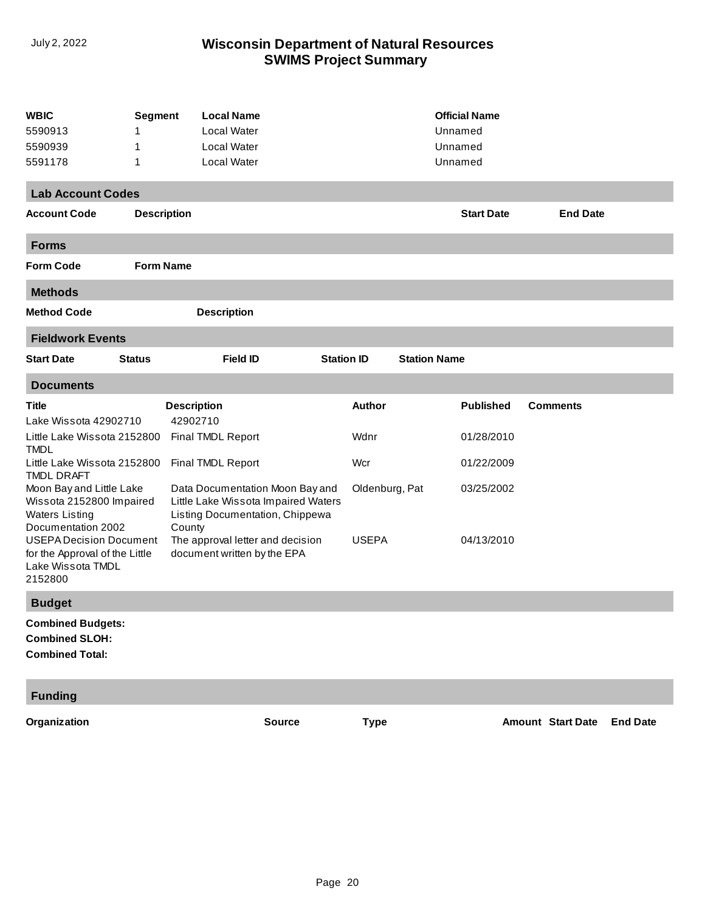| WBIC | Segment | Local Name | Official Name |
|---|---|---|---|
| 5590913 | 1 | Local Water | Unnamed |
| 5590939 | 1 | Local Water | Unnamed |
| 5591178 | 1 | Local Water | Unnamed |

## Lab Account Codes

| Account Code | Description | Start Date | End Date |
|---|---|---|---|

## Forms

| Form Code | Form Name |
|---|---|

## Methods

| Method Code | Description |
|---|---|

## Fieldwork Events

| Start Date | Status | Field ID | Station ID | Station Name |
|---|---|---|---|---|

## Documents

| Title | Description | Author | Published | Comments |
|---|---|---|---|---|
| Lake Wissota 42902710 | 42902710 | | | |
| Little Lake Wissota 2152800 TMDL | Final TMDL Report | Wdnr | 01/28/2010 | |
| Little Lake Wissota 2152800 TMDL DRAFT | Final TMDL Report | Wcr | 01/22/2009 | |
| Moon Bay and Little Lake Wissota 2152800 Impaired Waters Listing Documentation 2002 | Data Documentation Moon Bay and Little Lake Wissota Impaired Waters Listing Documentation, Chippewa County | Oldenburg, Pat | 03/25/2002 | |
| USEPA Decision Document for the Approval of the Little Lake Wissota TMDL 2152800 | The approval letter and decision document written by the EPA | USEPA | 04/13/2010 | |

## Budget

**Combined Budgets:**

**Combined SLOH:**

**Combined Total:**

## Funding

| Organization | Source | Type | Amount | Start Date | End Date |
|---|---|---|---|---|---|